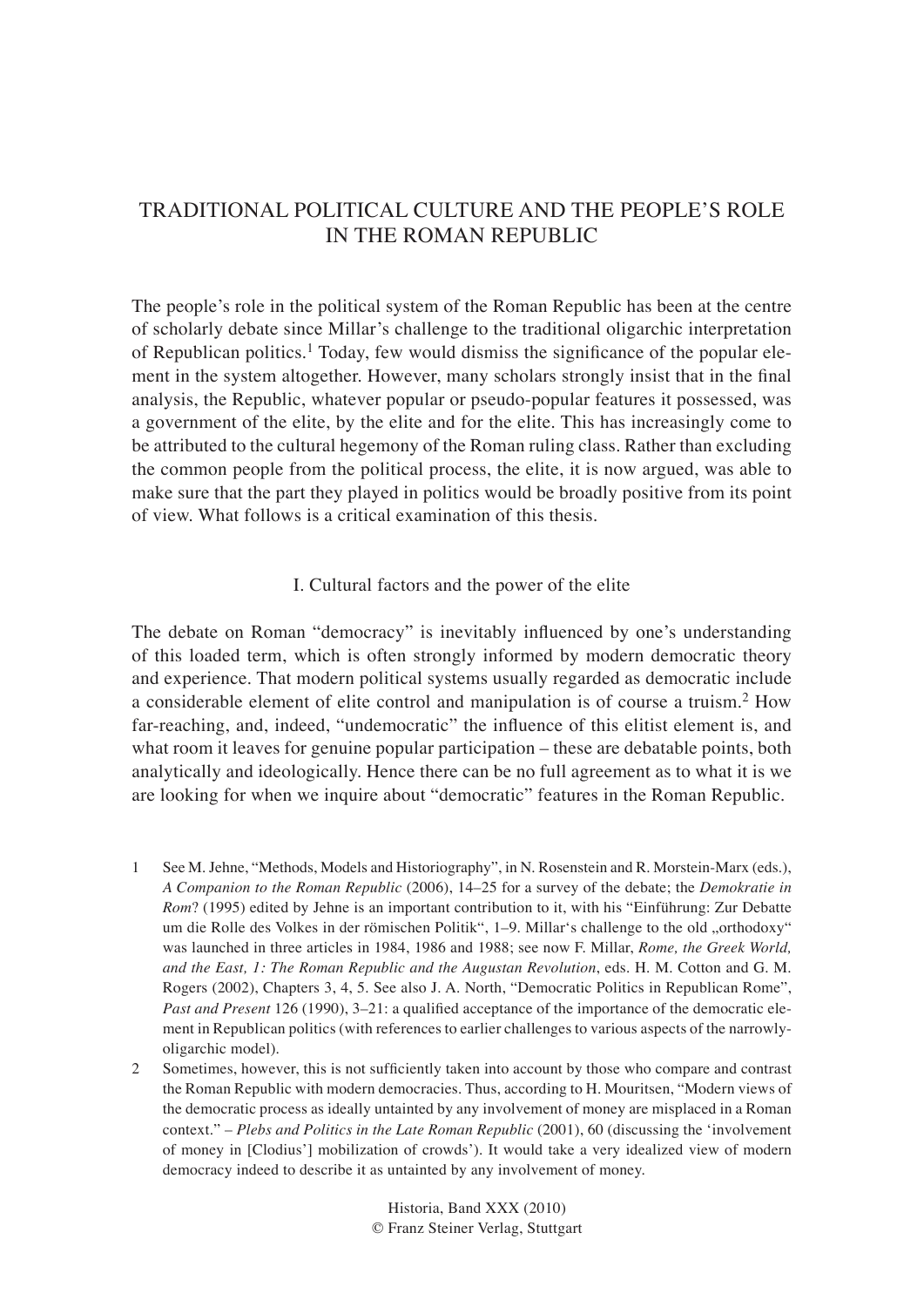# TRADITIONAL POLITICAL CULTURE AND THE PEOPLE'S ROLE IN THE ROMAN REPUBLIC

The people's role in the political system of the Roman Republic has been at the centre of scholarly debate since Millar's challenge to the traditional oligarchic interpretation of Republican politics.[1] Today, few would dismiss the significance of the popular element in the system altogether. However, many scholars strongly insist that in the final analysis, the Republic, whatever popular or pseudo-popular features it possessed, was a government of the elite, by the elite and for the elite. This has increasingly come to be attributed to the cultural hegemony of the Roman ruling class. Rather than excluding the common people from the political process, the elite, it is now argued, was able to make sure that the part they played in politics would be broadly positive from its point of view. What follows is a critical examination of this thesis.

## I. Cultural factors and the power of the elite

The debate on Roman "democracy" is inevitably influenced by one's understanding of this loaded term, which is often strongly informed by modern democratic theory and experience. That modern political systems usually regarded as democratic include a considerable element of elite control and manipulation is of course a truism.[2] How far-reaching, and, indeed, "undemocratic" the influence of this elitist element is, and what room it leaves for genuine popular participation – these are debatable points, both analytically and ideologically. Hence there can be no full agreement as to what it is we are looking for when we inquire about "democratic" features in the Roman Republic.

1 See M. Jehne, "Methods, Models and Historiography", in N. Rosenstein and R. Morstein-Marx (eds.), *A Companion to the Roman Republic* (2006), 14–25 for a survey of the debate; the *Demokratie in Rom*? (1995) edited by Jehne is an important contribution to it, with his "Einführung: Zur Debatte um die Rolle des Volkes in der römischen Politik", 1–9. Millar's challenge to the old „orthodoxy" was launched in three articles in 1984, 1986 and 1988; see now F. Millar, *Rome, the Greek World, and the East, 1: The Roman Republic and the Augustan Revolution*, eds. H. M. Cotton and G. M. Rogers (2002), Chapters 3, 4, 5. See also J. A. North, "Democratic Politics in Republican Rome", *Past and Present* 126 (1990), 3–21: a qualified acceptance of the importance of the democratic element in Republican politics (with references to earlier challenges to various aspects of the narrowly-oligarchic model).

2 Sometimes, however, this is not sufficiently taken into account by those who compare and contrast the Roman Republic with modern democracies. Thus, according to H. Mouritsen, "Modern views of the democratic process as ideally untainted by any involvement of money are misplaced in a Roman context." – *Plebs and Politics in the Late Roman Republic* (2001), 60 (discussing the 'involvement of money in [Clodius'] mobilization of crowds'). It would take a very idealized view of modern democracy indeed to describe it as untainted by any involvement of money.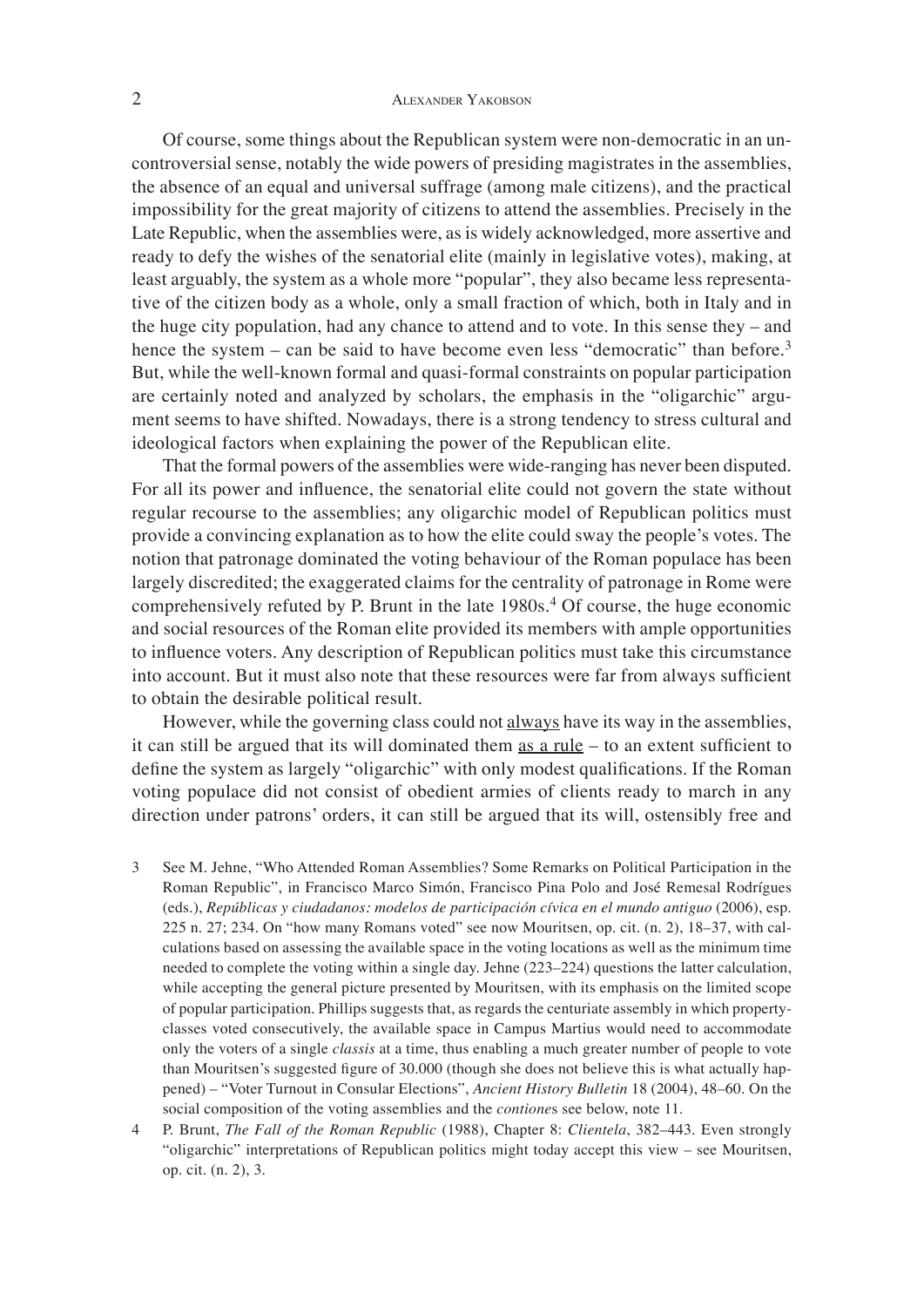Of course, some things about the Republican system were non-democratic in an uncontroversial sense, notably the wide powers of presiding magistrates in the assemblies, the absence of an equal and universal suffrage (among male citizens), and the practical impossibility for the great majority of citizens to attend the assemblies. Precisely in the Late Republic, when the assemblies were, as is widely acknowledged, more assertive and ready to defy the wishes of the senatorial elite (mainly in legislative votes), making, at least arguably, the system as a whole more "popular", they also became less representative of the citizen body as a whole, only a small fraction of which, both in Italy and in the huge city population, had any chance to attend and to vote. In this sense they – and hence the system – can be said to have become even less "democratic" than before.[3] But, while the well-known formal and quasi-formal constraints on popular participation are certainly noted and analyzed by scholars, the emphasis in the "oligarchic" argument seems to have shifted. Nowadays, there is a strong tendency to stress cultural and ideological factors when explaining the power of the Republican elite.

That the formal powers of the assemblies were wide-ranging has never been disputed. For all its power and influence, the senatorial elite could not govern the state without regular recourse to the assemblies; any oligarchic model of Republican politics must provide a convincing explanation as to how the elite could sway the people's votes. The notion that patronage dominated the voting behaviour of the Roman populace has been largely discredited; the exaggerated claims for the centrality of patronage in Rome were comprehensively refuted by P. Brunt in the late 1980s.[4] Of course, the huge economic and social resources of the Roman elite provided its members with ample opportunities to influence voters. Any description of Republican politics must take this circumstance into account. But it must also note that these resources were far from always sufficient to obtain the desirable political result.

However, while the governing class could not <u>always</u> have its way in the assemblies, it can still be argued that its will dominated them <u>as a rule</u> – to an extent sufficient to define the system as largely "oligarchic" with only modest qualifications. If the Roman voting populace did not consist of obedient armies of clients ready to march in any direction under patrons' orders, it can still be argued that its will, ostensibly free and

3 See M. Jehne, "Who Attended Roman Assemblies? Some Remarks on Political Participation in the Roman Republic", in Francisco Marco Simón, Francisco Pina Polo and José Remesal Rodrígues (eds.), *Repúblicas y ciudadanos: modelos de participación cívica en el mundo antiguo* (2006), esp. 225 n. 27; 234. On "how many Romans voted" see now Mouritsen, op. cit. (n. 2), 18–37, with calculations based on assessing the available space in the voting locations as well as the minimum time needed to complete the voting within a single day. Jehne (223–224) questions the latter calculation, while accepting the general picture presented by Mouritsen, with its emphasis on the limited scope of popular participation. Phillips suggests that, as regards the centuriate assembly in which property-classes voted consecutively, the available space in Campus Martius would need to accommodate only the voters of a single *classis* at a time, thus enabling a much greater number of people to vote than Mouritsen's suggested figure of 30.000 (though she does not believe this is what actually happened) – "Voter Turnout in Consular Elections", *Ancient History Bulletin* 18 (2004), 48–60. On the social composition of the voting assemblies and the *contione*s see below, note 11.

4 P. Brunt, *The Fall of the Roman Republic* (1988), Chapter 8: *Clientela*, 382–443. Even strongly "oligarchic" interpretations of Republican politics might today accept this view – see Mouritsen, op. cit. (n. 2), 3.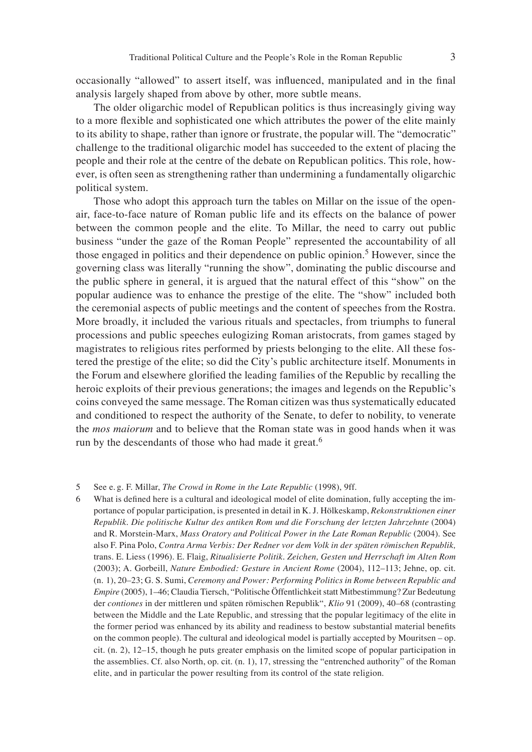occasionally "allowed" to assert itself, was influenced, manipulated and in the final analysis largely shaped from above by other, more subtle means.

The older oligarchic model of Republican politics is thus increasingly giving way to a more flexible and sophisticated one which attributes the power of the elite mainly to its ability to shape, rather than ignore or frustrate, the popular will. The "democratic" challenge to the traditional oligarchic model has succeeded to the extent of placing the people and their role at the centre of the debate on Republican politics. This role, however, is often seen as strengthening rather than undermining a fundamentally oligarchic political system.

Those who adopt this approach turn the tables on Millar on the issue of the open-air, face-to-face nature of Roman public life and its effects on the balance of power between the common people and the elite. To Millar, the need to carry out public business "under the gaze of the Roman People" represented the accountability of all those engaged in politics and their dependence on public opinion.[5] However, since the governing class was literally "running the show", dominating the public discourse and the public sphere in general, it is argued that the natural effect of this "show" on the popular audience was to enhance the prestige of the elite. The "show" included both the ceremonial aspects of public meetings and the content of speeches from the Rostra. More broadly, it included the various rituals and spectacles, from triumphs to funeral processions and public speeches eulogizing Roman aristocrats, from games staged by magistrates to religious rites performed by priests belonging to the elite. All these fostered the prestige of the elite; so did the City's public architecture itself. Monuments in the Forum and elsewhere glorified the leading families of the Republic by recalling the heroic exploits of their previous generations; the images and legends on the Republic's coins conveyed the same message. The Roman citizen was thus systematically educated and conditioned to respect the authority of the Senate, to defer to nobility, to venerate the *mos maiorum* and to believe that the Roman state was in good hands when it was run by the descendants of those who had made it great.[6]

5 See e. g. F. Millar, *The Crowd in Rome in the Late Republic* (1998), 9ff.

6 What is defined here is a cultural and ideological model of elite domination, fully accepting the importance of popular participation, is presented in detail in K. J. Hölkeskamp, *Rekonstruktionen einer Republik. Die politische Kultur des antiken Rom und die Forschung der letzten Jahrzehnte* (2004) and R. Morstein-Marx, *Mass Oratory and Political Power in the Late Roman Republic* (2004). See also F. Pina Polo, *Contra Arma Verbis: Der Redner vor dem Volk in der späten römischen Republik,* trans. E. Liess (1996). E. Flaig, *Ritualisierte Politik. Zeichen, Gesten und Herrschaft im Alten Rom* (2003); A. Gorbeill, *Nature Embodied: Gesture in Ancient Rome* (2004), 112–113; Jehne, op. cit. (n. 1), 20–23; G. S. Sumi, *Ceremony and Power: Performing Politics in Rome between Republic and Empire* (2005), 1–46; Claudia Tiersch, "Politische Öffentlichkeit statt Mitbestimmung? Zur Bedeutung der *contiones* in der mittleren und späten römischen Republik", *Klio* 91 (2009), 40–68 (contrasting between the Middle and the Late Republic, and stressing that the popular legitimacy of the elite in the former period was enhanced by its ability and readiness to bestow substantial material benefits on the common people). The cultural and ideological model is partially accepted by Mouritsen – op. cit. (n. 2), 12–15, though he puts greater emphasis on the limited scope of popular participation in the assemblies. Cf. also North, op. cit. (n. 1), 17, stressing the "entrenched authority" of the Roman elite, and in particular the power resulting from its control of the state religion.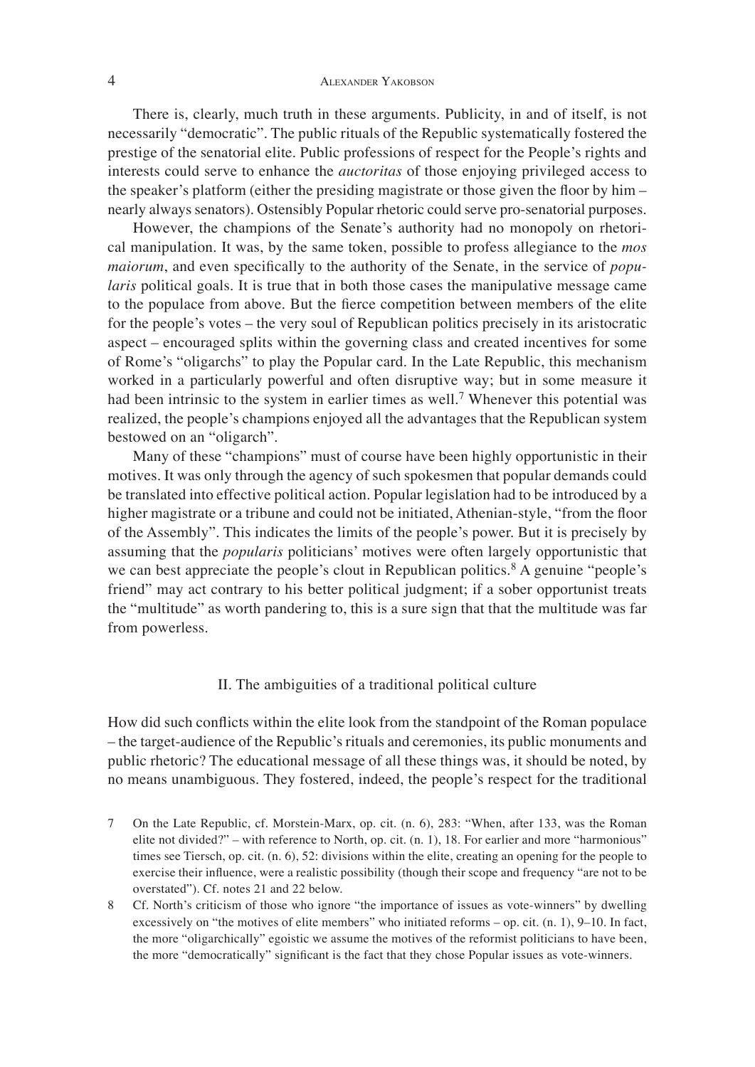There is, clearly, much truth in these arguments. Publicity, in and of itself, is not necessarily "democratic". The public rituals of the Republic systematically fostered the prestige of the senatorial elite. Public professions of respect for the People's rights and interests could serve to enhance the *auctoritas* of those enjoying privileged access to the speaker's platform (either the presiding magistrate or those given the floor by him – nearly always senators). Ostensibly Popular rhetoric could serve pro-senatorial purposes.

However, the champions of the Senate's authority had no monopoly on rhetorical manipulation. It was, by the same token, possible to profess allegiance to the *mos maiorum*, and even specifically to the authority of the Senate, in the service of *popularis* political goals. It is true that in both those cases the manipulative message came to the populace from above. But the fierce competition between members of the elite for the people's votes – the very soul of Republican politics precisely in its aristocratic aspect – encouraged splits within the governing class and created incentives for some of Rome's "oligarchs" to play the Popular card. In the Late Republic, this mechanism worked in a particularly powerful and often disruptive way; but in some measure it had been intrinsic to the system in earlier times as well.[7] Whenever this potential was realized, the people's champions enjoyed all the advantages that the Republican system bestowed on an "oligarch".

Many of these "champions" must of course have been highly opportunistic in their motives. It was only through the agency of such spokesmen that popular demands could be translated into effective political action. Popular legislation had to be introduced by a higher magistrate or a tribune and could not be initiated, Athenian-style, "from the floor of the Assembly". This indicates the limits of the people's power. But it is precisely by assuming that the *popularis* politicians' motives were often largely opportunistic that we can best appreciate the people's clout in Republican politics.[8] A genuine "people's friend" may act contrary to his better political judgment; if a sober opportunist treats the "multitude" as worth pandering to, this is a sure sign that that the multitude was far from powerless.

## II. The ambiguities of a traditional political culture

How did such conflicts within the elite look from the standpoint of the Roman populace – the target-audience of the Republic's rituals and ceremonies, its public monuments and public rhetoric? The educational message of all these things was, it should be noted, by no means unambiguous. They fostered, indeed, the people's respect for the traditional

7 On the Late Republic, cf. Morstein-Marx, op. cit. (n. 6), 283: "When, after 133, was the Roman elite not divided?" – with reference to North, op. cit. (n. 1), 18. For earlier and more "harmonious" times see Tiersch, op. cit. (n. 6), 52: divisions within the elite, creating an opening for the people to exercise their influence, were a realistic possibility (though their scope and frequency "are not to be overstated"). Cf. notes 21 and 22 below.

8 Cf. North's criticism of those who ignore "the importance of issues as vote-winners" by dwelling excessively on "the motives of elite members" who initiated reforms – op. cit. (n. 1), 9–10. In fact, the more "oligarchically" egoistic we assume the motives of the reformist politicians to have been, the more "democratically" significant is the fact that they chose Popular issues as vote-winners.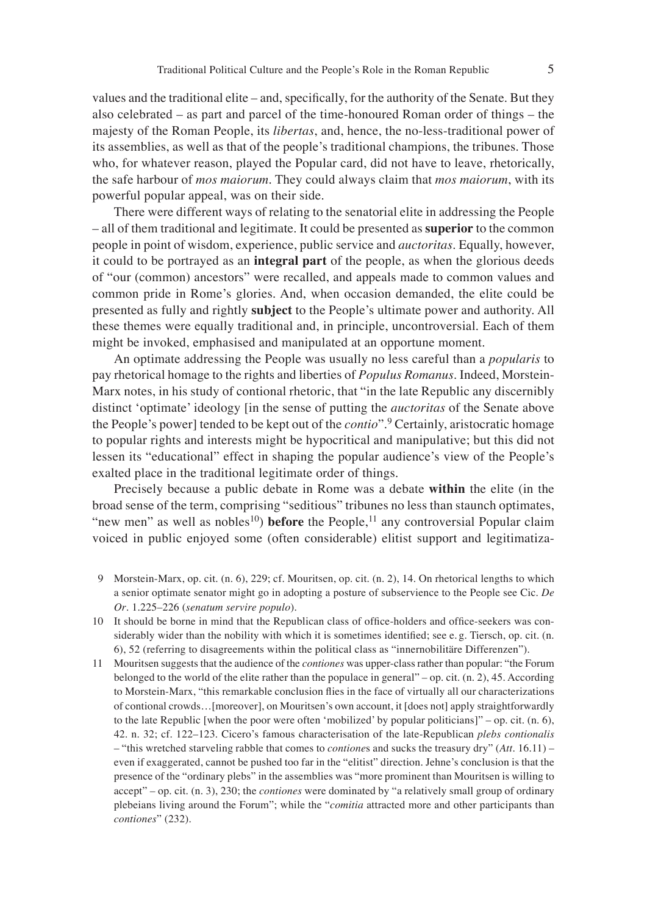values and the traditional elite – and, specifically, for the authority of the Senate. But they also celebrated – as part and parcel of the time-honoured Roman order of things – the majesty of the Roman People, its *libertas*, and, hence, the no-less-traditional power of its assemblies, as well as that of the people's traditional champions, the tribunes. Those who, for whatever reason, played the Popular card, did not have to leave, rhetorically, the safe harbour of *mos maiorum*. They could always claim that *mos maiorum*, with its powerful popular appeal, was on their side.

There were different ways of relating to the senatorial elite in addressing the People – all of them traditional and legitimate. It could be presented as **superior** to the common people in point of wisdom, experience, public service and *auctoritas*. Equally, however, it could to be portrayed as an **integral part** of the people, as when the glorious deeds of "our (common) ancestors" were recalled, and appeals made to common values and common pride in Rome's glories. And, when occasion demanded, the elite could be presented as fully and rightly **subject** to the People's ultimate power and authority. All these themes were equally traditional and, in principle, uncontroversial. Each of them might be invoked, emphasised and manipulated at an opportune moment.

An optimate addressing the People was usually no less careful than a *popularis* to pay rhetorical homage to the rights and liberties of *Populus Romanus*. Indeed, Morstein-Marx notes, in his study of contional rhetoric, that "in the late Republic any discernibly distinct 'optimate' ideology [in the sense of putting the *auctoritas* of the Senate above the People's power] tended to be kept out of the *contio*".[9] Certainly, aristocratic homage to popular rights and interests might be hypocritical and manipulative; but this did not lessen its "educational" effect in shaping the popular audience's view of the People's exalted place in the traditional legitimate order of things.

Precisely because a public debate in Rome was a debate **within** the elite (in the broad sense of the term, comprising "seditious" tribunes no less than staunch optimates, "new men" as well as nobles[10]) **before** the People,[11] any controversial Popular claim voiced in public enjoyed some (often considerable) elitist support and legitimatiza-

9 Morstein-Marx, op. cit. (n. 6), 229; cf. Mouritsen, op. cit. (n. 2), 14. On rhetorical lengths to which a senior optimate senator might go in adopting a posture of subservience to the People see Cic. *De Or*. 1.225–226 (*senatum servire populo*).

10 It should be borne in mind that the Republican class of office-holders and office-seekers was considerably wider than the nobility with which it is sometimes identified; see e.g. Tiersch, op. cit. (n. 6), 52 (referring to disagreements within the political class as "innernobilitäre Differenzen").

11 Mouritsen suggests that the audience of the *contiones* was upper-class rather than popular: "the Forum belonged to the world of the elite rather than the populace in general" – op. cit. (n. 2), 45. According to Morstein-Marx, "this remarkable conclusion flies in the face of virtually all our characterizations of contional crowds…[moreover], on Mouritsen's own account, it [does not] apply straightforwardly to the late Republic [when the poor were often 'mobilized' by popular politicians]" – op. cit. (n. 6), 42. n. 32; cf. 122–123. Cicero's famous characterisation of the late-Republican *plebs contionalis* – "this wretched starveling rabble that comes to *contione*s and sucks the treasury dry" (*Att*. 16.11) – even if exaggerated, cannot be pushed too far in the "elitist" direction. Jehne's conclusion is that the presence of the "ordinary plebs" in the assemblies was "more prominent than Mouritsen is willing to accept" – op. cit. (n. 3), 230; the *contiones* were dominated by "a relatively small group of ordinary plebeians living around the Forum"; while the "*comitia* attracted more and other participants than *contiones*" (232).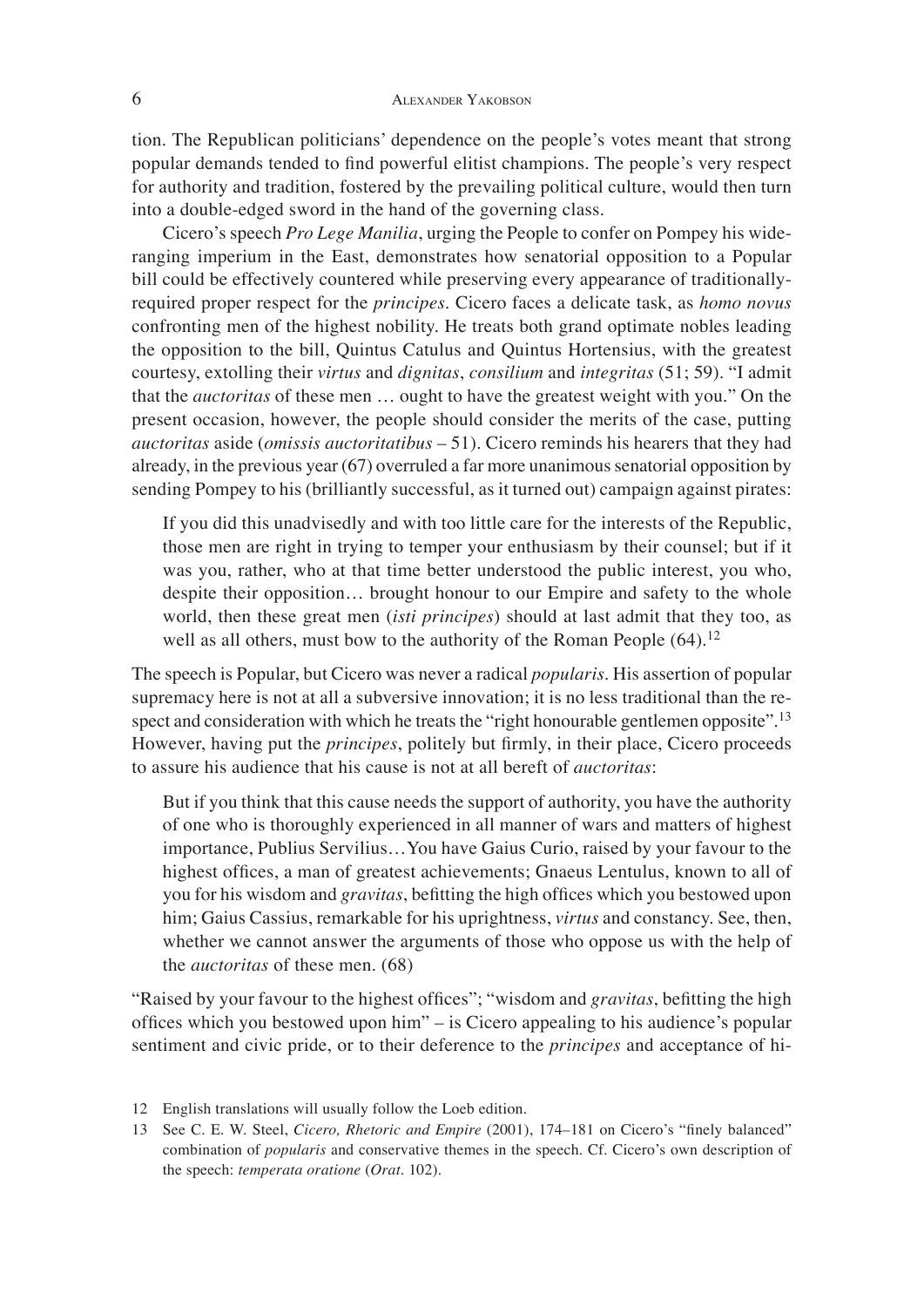tion. The Republican politicians' dependence on the people's votes meant that strong popular demands tended to find powerful elitist champions. The people's very respect for authority and tradition, fostered by the prevailing political culture, would then turn into a double-edged sword in the hand of the governing class.

Cicero's speech *Pro Lege Manilia*, urging the People to confer on Pompey his wide-ranging imperium in the East, demonstrates how senatorial opposition to a Popular bill could be effectively countered while preserving every appearance of traditionally-required proper respect for the *principes*. Cicero faces a delicate task, as *homo novus* confronting men of the highest nobility. He treats both grand optimate nobles leading the opposition to the bill, Quintus Catulus and Quintus Hortensius, with the greatest courtesy, extolling their *virtus* and *dignitas*, *consilium* and *integritas* (51; 59). "I admit that the *auctoritas* of these men … ought to have the greatest weight with you." On the present occasion, however, the people should consider the merits of the case, putting *auctoritas* aside (*omissis auctoritatibus* – 51). Cicero reminds his hearers that they had already, in the previous year (67) overruled a far more unanimous senatorial opposition by sending Pompey to his (brilliantly successful, as it turned out) campaign against pirates:

> If you did this unadvisedly and with too little care for the interests of the Republic, those men are right in trying to temper your enthusiasm by their counsel; but if it was you, rather, who at that time better understood the public interest, you who, despite their opposition… brought honour to our Empire and safety to the whole world, then these great men (*isti principes*) should at last admit that they too, as well as all others, must bow to the authority of the Roman People (64).[12]

The speech is Popular, but Cicero was never a radical *popularis*. His assertion of popular supremacy here is not at all a subversive innovation; it is no less traditional than the respect and consideration with which he treats the "right honourable gentlemen opposite".[13] However, having put the *principes*, politely but firmly, in their place, Cicero proceeds to assure his audience that his cause is not at all bereft of *auctoritas*:

> But if you think that this cause needs the support of authority, you have the authority of one who is thoroughly experienced in all manner of wars and matters of highest importance, Publius Servilius…You have Gaius Curio, raised by your favour to the highest offices, a man of greatest achievements; Gnaeus Lentulus, known to all of you for his wisdom and *gravitas*, befitting the high offices which you bestowed upon him; Gaius Cassius, remarkable for his uprightness, *virtus* and constancy. See, then, whether we cannot answer the arguments of those who oppose us with the help of the *auctoritas* of these men. (68)

"Raised by your favour to the highest offices"; "wisdom and *gravitas*, befitting the high offices which you bestowed upon him" – is Cicero appealing to his audience's popular sentiment and civic pride, or to their deference to the *principes* and acceptance of hi-

12 English translations will usually follow the Loeb edition.

13 See C. E. W. Steel, *Cicero, Rhetoric and Empire* (2001), 174–181 on Cicero's "finely balanced" combination of *popularis* and conservative themes in the speech. Cf. Cicero's own description of the speech: *temperata oratione* (*Orat*. 102).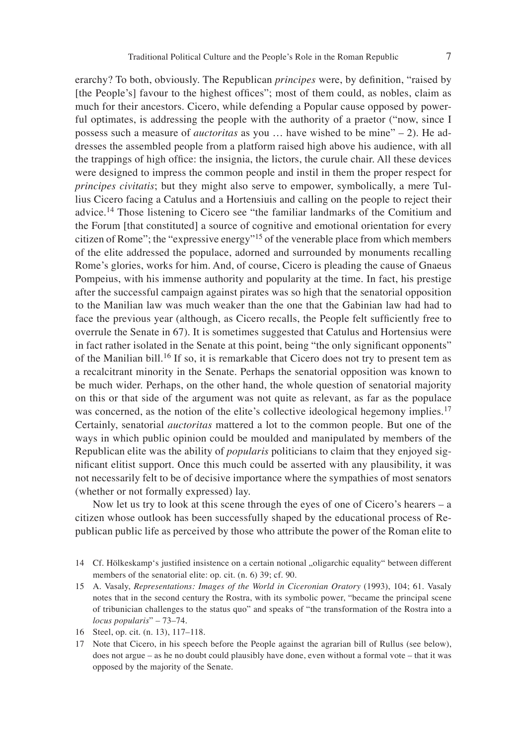erarchy? To both, obviously. The Republican *principes* were, by definition, "raised by [the People's] favour to the highest offices"; most of them could, as nobles, claim as much for their ancestors. Cicero, while defending a Popular cause opposed by powerful optimates, is addressing the people with the authority of a praetor ("now, since I possess such a measure of *auctoritas* as you … have wished to be mine" – 2). He addresses the assembled people from a platform raised high above his audience, with all the trappings of high office: the insignia, the lictors, the curule chair. All these devices were designed to impress the common people and instil in them the proper respect for *principes civitatis*; but they might also serve to empower, symbolically, a mere Tullius Cicero facing a Catulus and a Hortensiuis and calling on the people to reject their advice.[14] Those listening to Cicero see "the familiar landmarks of the Comitium and the Forum [that constituted] a source of cognitive and emotional orientation for every citizen of Rome"; the "expressive energy"[15] of the venerable place from which members of the elite addressed the populace, adorned and surrounded by monuments recalling Rome's glories, works for him. And, of course, Cicero is pleading the cause of Gnaeus Pompeius, with his immense authority and popularity at the time. In fact, his prestige after the successful campaign against pirates was so high that the senatorial opposition to the Manilian law was much weaker than the one that the Gabinian law had had to face the previous year (although, as Cicero recalls, the People felt sufficiently free to overrule the Senate in 67). It is sometimes suggested that Catulus and Hortensius were in fact rather isolated in the Senate at this point, being "the only significant opponents" of the Manilian bill.[16] If so, it is remarkable that Cicero does not try to present tem as a recalcitrant minority in the Senate. Perhaps the senatorial opposition was known to be much wider. Perhaps, on the other hand, the whole question of senatorial majority on this or that side of the argument was not quite as relevant, as far as the populace was concerned, as the notion of the elite's collective ideological hegemony implies.[17] Certainly, senatorial *auctoritas* mattered a lot to the common people. But one of the ways in which public opinion could be moulded and manipulated by members of the Republican elite was the ability of *popularis* politicians to claim that they enjoyed significant elitist support. Once this much could be asserted with any plausibility, it was not necessarily felt to be of decisive importance where the sympathies of most senators (whether or not formally expressed) lay.

Now let us try to look at this scene through the eyes of one of Cicero's hearers – a citizen whose outlook has been successfully shaped by the educational process of Republican public life as perceived by those who attribute the power of the Roman elite to

14 Cf. Hölkeskamp's justified insistence on a certain notional „oligarchic equality" between different members of the senatorial elite: op. cit. (n. 6) 39; cf. 90.

15 A. Vasaly, *Representations: Images of the World in Ciceronian Oratory* (1993), 104; 61. Vasaly notes that in the second century the Rostra, with its symbolic power, "became the principal scene of tribunician challenges to the status quo" and speaks of "the transformation of the Rostra into a *locus popularis*" – 73–74.

16 Steel, op. cit. (n. 13), 117–118.

17 Note that Cicero, in his speech before the People against the agrarian bill of Rullus (see below), does not argue – as he no doubt could plausibly have done, even without a formal vote – that it was opposed by the majority of the Senate.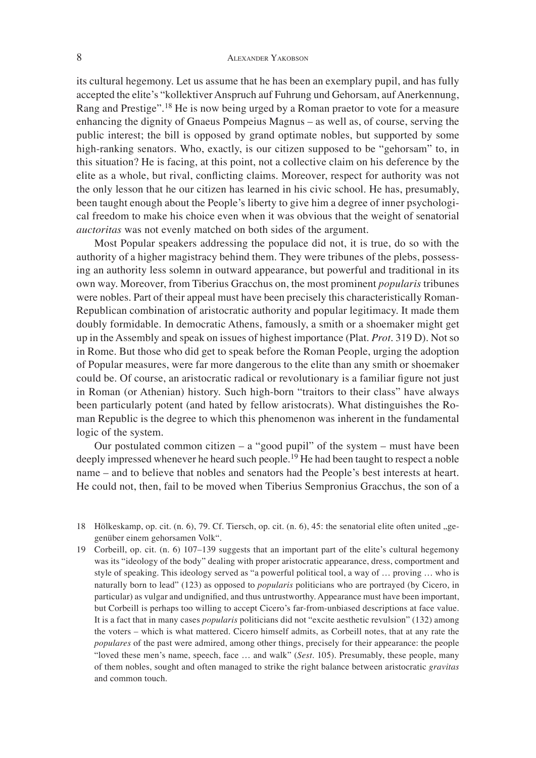its cultural hegemony. Let us assume that he has been an exemplary pupil, and has fully accepted the elite's "kollektiver Anspruch auf Fuhrung und Gehorsam, auf Anerkennung, Rang and Prestige".[18] He is now being urged by a Roman praetor to vote for a measure enhancing the dignity of Gnaeus Pompeius Magnus – as well as, of course, serving the public interest; the bill is opposed by grand optimate nobles, but supported by some high-ranking senators. Who, exactly, is our citizen supposed to be "gehorsam" to, in this situation? He is facing, at this point, not a collective claim on his deference by the elite as a whole, but rival, conflicting claims. Moreover, respect for authority was not the only lesson that he our citizen has learned in his civic school. He has, presumably, been taught enough about the People's liberty to give him a degree of inner psychological freedom to make his choice even when it was obvious that the weight of senatorial *auctoritas* was not evenly matched on both sides of the argument.

Most Popular speakers addressing the populace did not, it is true, do so with the authority of a higher magistracy behind them. They were tribunes of the plebs, possessing an authority less solemn in outward appearance, but powerful and traditional in its own way. Moreover, from Tiberius Gracchus on, the most prominent *popularis* tribunes were nobles. Part of their appeal must have been precisely this characteristically Roman-Republican combination of aristocratic authority and popular legitimacy. It made them doubly formidable. In democratic Athens, famously, a smith or a shoemaker might get up in the Assembly and speak on issues of highest importance (Plat. *Prot.* 319 D). Not so in Rome. But those who did get to speak before the Roman People, urging the adoption of Popular measures, were far more dangerous to the elite than any smith or shoemaker could be. Of course, an aristocratic radical or revolutionary is a familiar figure not just in Roman (or Athenian) history. Such high-born "traitors to their class" have always been particularly potent (and hated by fellow aristocrats). What distinguishes the Roman Republic is the degree to which this phenomenon was inherent in the fundamental logic of the system.

Our postulated common citizen – a "good pupil" of the system – must have been deeply impressed whenever he heard such people.[19] He had been taught to respect a noble name – and to believe that nobles and senators had the People's best interests at heart. He could not, then, fail to be moved when Tiberius Sempronius Gracchus, the son of a

18 Hölkeskamp, op. cit. (n. 6), 79. Cf. Tiersch, op. cit. (n. 6), 45: the senatorial elite often united „gegenüber einem gehorsamen Volk".

19 Corbeill, op. cit. (n. 6) 107–139 suggests that an important part of the elite's cultural hegemony was its "ideology of the body" dealing with proper aristocratic appearance, dress, comportment and style of speaking. This ideology served as "a powerful political tool, a way of … proving … who is naturally born to lead" (123) as opposed to *popularis* politicians who are portrayed (by Cicero, in particular) as vulgar and undignified, and thus untrustworthy. Appearance must have been important, but Corbeill is perhaps too willing to accept Cicero's far-from-unbiased descriptions at face value. It is a fact that in many cases *popularis* politicians did not "excite aesthetic revulsion" (132) among the voters – which is what mattered. Cicero himself admits, as Corbeill notes, that at any rate the *populares* of the past were admired, among other things, precisely for their appearance: the people "loved these men's name, speech, face … and walk" (*Sest.* 105). Presumably, these people, many of them nobles, sought and often managed to strike the right balance between aristocratic *gravitas* and common touch.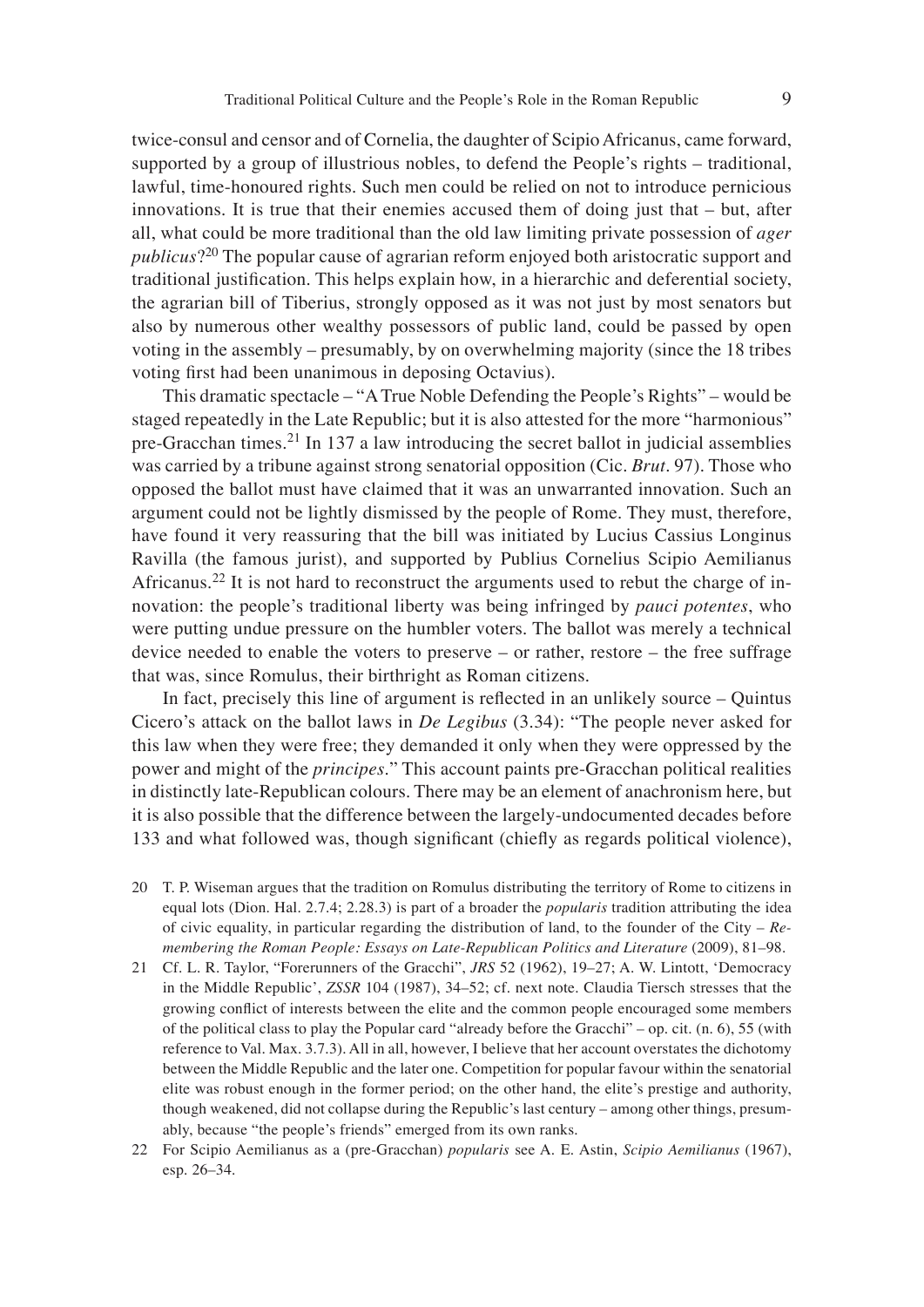twice-consul and censor and of Cornelia, the daughter of Scipio Africanus, came forward, supported by a group of illustrious nobles, to defend the People's rights – traditional, lawful, time-honoured rights. Such men could be relied on not to introduce pernicious innovations. It is true that their enemies accused them of doing just that – but, after all, what could be more traditional than the old law limiting private possession of *ager publicus*?[20] The popular cause of agrarian reform enjoyed both aristocratic support and traditional justification. This helps explain how, in a hierarchic and deferential society, the agrarian bill of Tiberius, strongly opposed as it was not just by most senators but also by numerous other wealthy possessors of public land, could be passed by open voting in the assembly – presumably, by on overwhelming majority (since the 18 tribes voting first had been unanimous in deposing Octavius).

This dramatic spectacle – "A True Noble Defending the People's Rights" – would be staged repeatedly in the Late Republic; but it is also attested for the more "harmonious" pre-Gracchan times.[21] In 137 a law introducing the secret ballot in judicial assemblies was carried by a tribune against strong senatorial opposition (Cic. *Brut.* 97). Those who opposed the ballot must have claimed that it was an unwarranted innovation. Such an argument could not be lightly dismissed by the people of Rome. They must, therefore, have found it very reassuring that the bill was initiated by Lucius Cassius Longinus Ravilla (the famous jurist), and supported by Publius Cornelius Scipio Aemilianus Africanus.[22] It is not hard to reconstruct the arguments used to rebut the charge of innovation: the people's traditional liberty was being infringed by *pauci potentes*, who were putting undue pressure on the humbler voters. The ballot was merely a technical device needed to enable the voters to preserve – or rather, restore – the free suffrage that was, since Romulus, their birthright as Roman citizens.

In fact, precisely this line of argument is reflected in an unlikely source – Quintus Cicero's attack on the ballot laws in *De Legibus* (3.34): "The people never asked for this law when they were free; they demanded it only when they were oppressed by the power and might of the *principes*." This account paints pre-Gracchan political realities in distinctly late-Republican colours. There may be an element of anachronism here, but it is also possible that the difference between the largely-undocumented decades before 133 and what followed was, though significant (chiefly as regards political violence),

20 T. P. Wiseman argues that the tradition on Romulus distributing the territory of Rome to citizens in equal lots (Dion. Hal. 2.7.4; 2.28.3) is part of a broader the *popularis* tradition attributing the idea of civic equality, in particular regarding the distribution of land, to the founder of the City – *Remembering the Roman People: Essays on Late-Republican Politics and Literature* (2009), 81–98.

21 Cf. L. R. Taylor, "Forerunners of the Gracchi", *JRS* 52 (1962), 19–27; A. W. Lintott, 'Democracy in the Middle Republic', *ZSSR* 104 (1987), 34–52; cf. next note. Claudia Tiersch stresses that the growing conflict of interests between the elite and the common people encouraged some members of the political class to play the Popular card "already before the Gracchi" – op. cit. (n. 6), 55 (with reference to Val. Max. 3.7.3). All in all, however, I believe that her account overstates the dichotomy between the Middle Republic and the later one. Competition for popular favour within the senatorial elite was robust enough in the former period; on the other hand, the elite's prestige and authority, though weakened, did not collapse during the Republic's last century – among other things, presumably, because "the people's friends" emerged from its own ranks.

22 For Scipio Aemilianus as a (pre-Gracchan) *popularis* see A. E. Astin, *Scipio Aemilianus* (1967), esp. 26–34.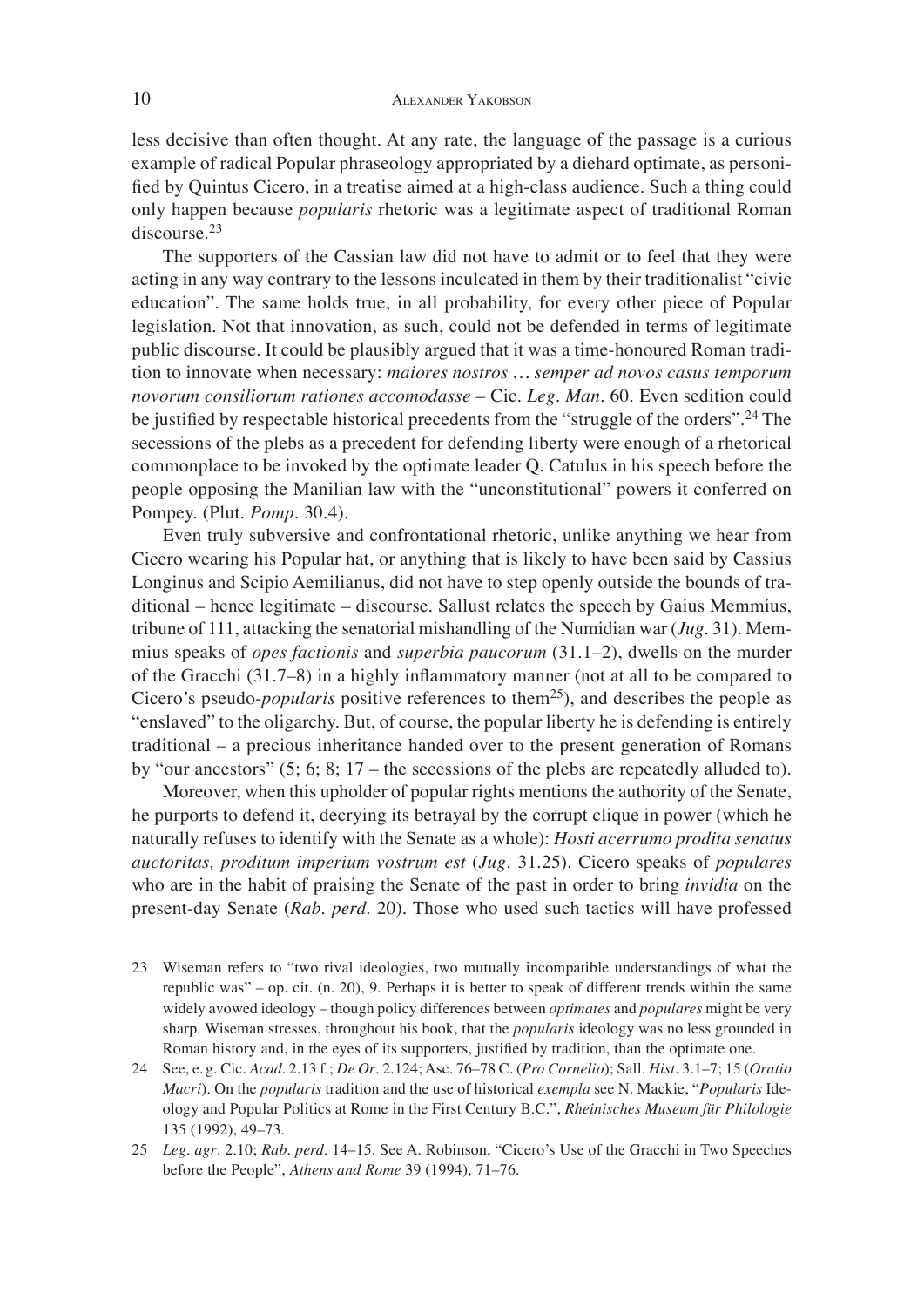less decisive than often thought. At any rate, the language of the passage is a curious example of radical Popular phraseology appropriated by a diehard optimate, as personified by Quintus Cicero, in a treatise aimed at a high-class audience. Such a thing could only happen because *popularis* rhetoric was a legitimate aspect of traditional Roman discourse.[23]

The supporters of the Cassian law did not have to admit or to feel that they were acting in any way contrary to the lessons inculcated in them by their traditionalist "civic education". The same holds true, in all probability, for every other piece of Popular legislation. Not that innovation, as such, could not be defended in terms of legitimate public discourse. It could be plausibly argued that it was a time-honoured Roman tradition to innovate when necessary: *maiores nostros … semper ad novos casus temporum novorum consiliorum rationes accomodasse* – Cic. *Leg. Man.* 60. Even sedition could be justified by respectable historical precedents from the "struggle of the orders".[24] The secessions of the plebs as a precedent for defending liberty were enough of a rhetorical commonplace to be invoked by the optimate leader Q. Catulus in his speech before the people opposing the Manilian law with the "unconstitutional" powers it conferred on Pompey. (Plut. *Pomp.* 30.4).

Even truly subversive and confrontational rhetoric, unlike anything we hear from Cicero wearing his Popular hat, or anything that is likely to have been said by Cassius Longinus and Scipio Aemilianus, did not have to step openly outside the bounds of traditional – hence legitimate – discourse. Sallust relates the speech by Gaius Memmius, tribune of 111, attacking the senatorial mishandling of the Numidian war (*Jug.* 31). Memmius speaks of *opes factionis* and *superbia paucorum* (31.1–2), dwells on the murder of the Gracchi (31.7–8) in a highly inflammatory manner (not at all to be compared to Cicero's pseudo-*popularis* positive references to them[25]), and describes the people as "enslaved" to the oligarchy. But, of course, the popular liberty he is defending is entirely traditional – a precious inheritance handed over to the present generation of Romans by "our ancestors" (5; 6; 8; 17 – the secessions of the plebs are repeatedly alluded to).

Moreover, when this upholder of popular rights mentions the authority of the Senate, he purports to defend it, decrying its betrayal by the corrupt clique in power (which he naturally refuses to identify with the Senate as a whole): *Hosti acerrumo prodita senatus auctoritas, proditum imperium vostrum est* (*Jug.* 31.25). Cicero speaks of *populares* who are in the habit of praising the Senate of the past in order to bring *invidia* on the present-day Senate (*Rab. perd.* 20). Those who used such tactics will have professed

23 Wiseman refers to "two rival ideologies, two mutually incompatible understandings of what the republic was" – op. cit. (n. 20), 9. Perhaps it is better to speak of different trends within the same widely avowed ideology – though policy differences between *optimates* and *populares* might be very sharp. Wiseman stresses, throughout his book, that the *popularis* ideology was no less grounded in Roman history and, in the eyes of its supporters, justified by tradition, than the optimate one.

24 See, e. g. Cic. *Acad.* 2.13 f.; *De Or.* 2.124; Asc. 76–78 C. (*Pro Cornelio*); Sall. *Hist.* 3.1–7; 15 (*Oratio Macri*). On the *popularis* tradition and the use of historical *exempla* see N. Mackie, "*Popularis* Ideology and Popular Politics at Rome in the First Century B.C.", *Rheinisches Museum für Philologie* 135 (1992), 49–73.

25 *Leg. agr.* 2.10; *Rab. perd.* 14–15. See A. Robinson, "Cicero's Use of the Gracchi in Two Speeches before the People", *Athens and Rome* 39 (1994), 71–76.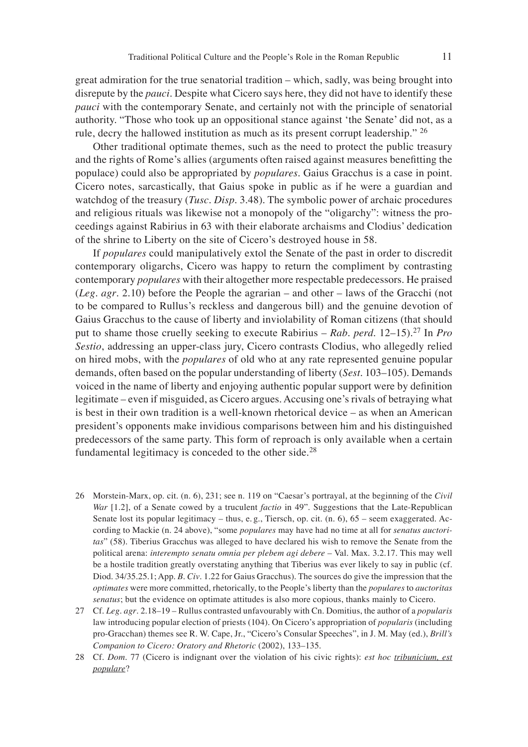great admiration for the true senatorial tradition – which, sadly, was being brought into disrepute by the *pauci*. Despite what Cicero says here, they did not have to identify these *pauci* with the contemporary Senate, and certainly not with the principle of senatorial authority. "Those who took up an oppositional stance against 'the Senate' did not, as a rule, decry the hallowed institution as much as its present corrupt leadership." [26]

Other traditional optimate themes, such as the need to protect the public treasury and the rights of Rome's allies (arguments often raised against measures benefitting the populace) could also be appropriated by *populares*. Gaius Gracchus is a case in point. Cicero notes, sarcastically, that Gaius spoke in public as if he were a guardian and watchdog of the treasury (*Tusc. Disp.* 3.48). The symbolic power of archaic procedures and religious rituals was likewise not a monopoly of the "oligarchy": witness the proceedings against Rabirius in 63 with their elaborate archaisms and Clodius' dedication of the shrine to Liberty on the site of Cicero's destroyed house in 58.

If *populares* could manipulatively extol the Senate of the past in order to discredit contemporary oligarchs, Cicero was happy to return the compliment by contrasting contemporary *populares* with their altogether more respectable predecessors. He praised (*Leg. agr.* 2.10) before the People the agrarian – and other – laws of the Gracchi (not to be compared to Rullus's reckless and dangerous bill) and the genuine devotion of Gaius Gracchus to the cause of liberty and inviolability of Roman citizens (that should put to shame those cruelly seeking to execute Rabirius – *Rab. perd.* 12–15).[27] In *Pro Sestio*, addressing an upper-class jury, Cicero contrasts Clodius, who allegedly relied on hired mobs, with the *populares* of old who at any rate represented genuine popular demands, often based on the popular understanding of liberty (*Sest.* 103–105). Demands voiced in the name of liberty and enjoying authentic popular support were by definition legitimate – even if misguided, as Cicero argues. Accusing one's rivals of betraying what is best in their own tradition is a well-known rhetorical device – as when an American president's opponents make invidious comparisons between him and his distinguished predecessors of the same party. This form of reproach is only available when a certain fundamental legitimacy is conceded to the other side.[28]

26 Morstein-Marx, op. cit. (n. 6), 231; see n. 119 on "Caesar's portrayal, at the beginning of the *Civil War* [1.2], of a Senate cowed by a truculent *factio* in 49". Suggestions that the Late-Republican Senate lost its popular legitimacy – thus, e. g., Tiersch, op. cit. (n. 6), 65 – seem exaggerated. According to Mackie (n. 24 above), "some *populares* may have had no time at all for *senatus auctoritas*" (58). Tiberius Gracchus was alleged to have declared his wish to remove the Senate from the political arena: *interempto senatu omnia per plebem agi debere* – Val. Max. 3.2.17. This may well be a hostile tradition greatly overstating anything that Tiberius was ever likely to say in public (cf. Diod. 34/35.25.1; App. *B. Civ.* 1.22 for Gaius Gracchus). The sources do give the impression that the *optimates* were more committed, rhetorically, to the People's liberty than the *populares* to *auctoritas senatus*; but the evidence on optimate attitudes is also more copious, thanks mainly to Cicero.

27 Cf. *Leg. agr.* 2.18–19 – Rullus contrasted unfavourably with Cn. Domitius, the author of a *popularis* law introducing popular election of priests (104). On Cicero's appropriation of *popularis* (including pro-Gracchan) themes see R. W. Cape, Jr., "Cicero's Consular Speeches", in J. M. May (ed.), *Brill's Companion to Cicero: Oratory and Rhetoric* (2002), 133–135.

28 Cf. *Dom.* 77 (Cicero is indignant over the violation of his civic rights): *est hoc tribunicium, est populare*?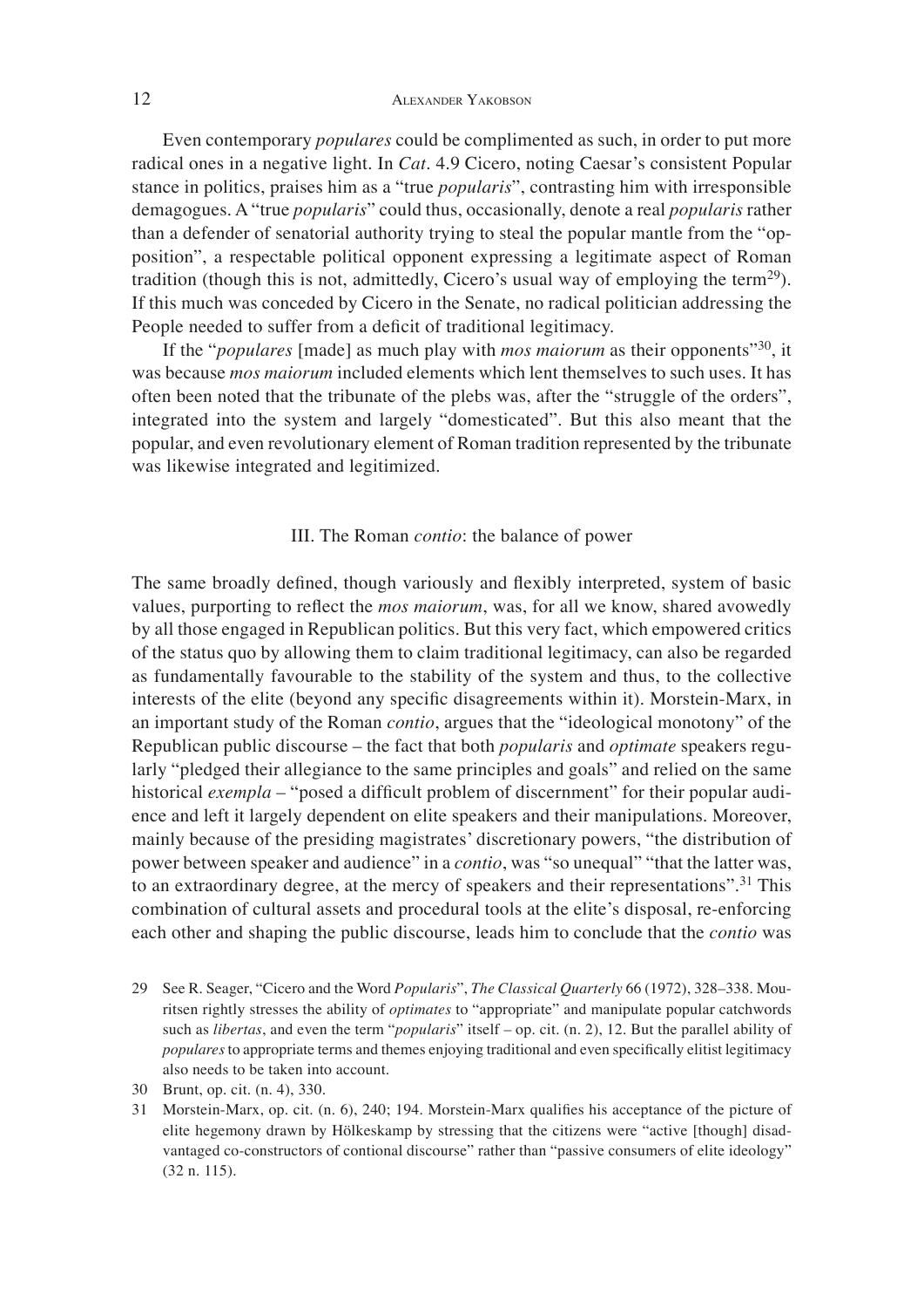Even contemporary *populares* could be complimented as such, in order to put more radical ones in a negative light. In *Cat*. 4.9 Cicero, noting Caesar's consistent Popular stance in politics, praises him as a "true *popularis*", contrasting him with irresponsible demagogues. A "true *popularis*" could thus, occasionally, denote a real *popularis* rather than a defender of senatorial authority trying to steal the popular mantle from the "opposition", a respectable political opponent expressing a legitimate aspect of Roman tradition (though this is not, admittedly, Cicero's usual way of employing the term[29]). If this much was conceded by Cicero in the Senate, no radical politician addressing the People needed to suffer from a deficit of traditional legitimacy.

If the "*populares* [made] as much play with *mos maiorum* as their opponents"[30], it was because *mos maiorum* included elements which lent themselves to such uses. It has often been noted that the tribunate of the plebs was, after the "struggle of the orders", integrated into the system and largely "domesticated". But this also meant that the popular, and even revolutionary element of Roman tradition represented by the tribunate was likewise integrated and legitimized.

## III. The Roman *contio*: the balance of power

The same broadly defined, though variously and flexibly interpreted, system of basic values, purporting to reflect the *mos maiorum*, was, for all we know, shared avowedly by all those engaged in Republican politics. But this very fact, which empowered critics of the status quo by allowing them to claim traditional legitimacy, can also be regarded as fundamentally favourable to the stability of the system and thus, to the collective interests of the elite (beyond any specific disagreements within it). Morstein-Marx, in an important study of the Roman *contio*, argues that the "ideological monotony" of the Republican public discourse – the fact that both *popularis* and *optimate* speakers regularly "pledged their allegiance to the same principles and goals" and relied on the same historical *exempla* – "posed a difficult problem of discernment" for their popular audience and left it largely dependent on elite speakers and their manipulations. Moreover, mainly because of the presiding magistrates' discretionary powers, "the distribution of power between speaker and audience" in a *contio*, was "so unequal" "that the latter was, to an extraordinary degree, at the mercy of speakers and their representations".[31] This combination of cultural assets and procedural tools at the elite's disposal, re-enforcing each other and shaping the public discourse, leads him to conclude that the *contio* was

29 See R. Seager, "Cicero and the Word *Popularis*", *The Classical Quarterly* 66 (1972), 328–338. Mouritsen rightly stresses the ability of *optimates* to "appropriate" and manipulate popular catchwords such as *libertas*, and even the term "*popularis*" itself – op. cit. (n. 2), 12. But the parallel ability of *populares* to appropriate terms and themes enjoying traditional and even specifically elitist legitimacy also needs to be taken into account.

30 Brunt, op. cit. (n. 4), 330.

31 Morstein-Marx, op. cit. (n. 6), 240; 194. Morstein-Marx qualifies his acceptance of the picture of elite hegemony drawn by Hölkeskamp by stressing that the citizens were "active [though] disadvantaged co-constructors of contional discourse" rather than "passive consumers of elite ideology" (32 n. 115).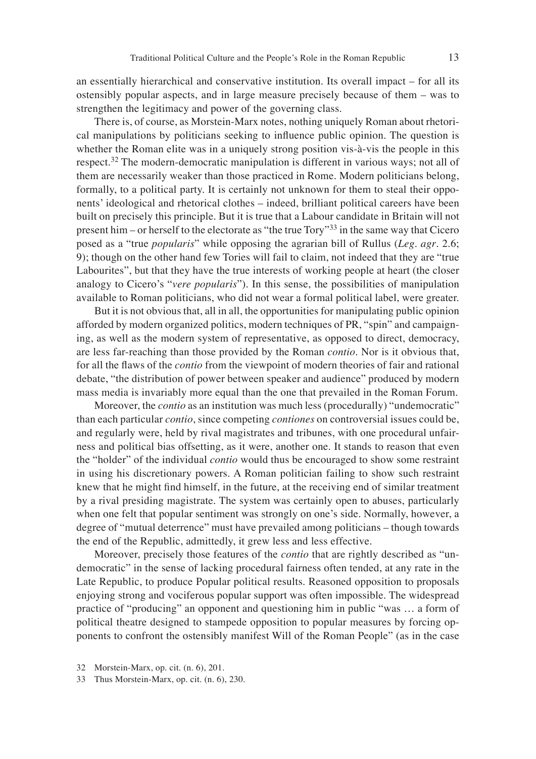an essentially hierarchical and conservative institution. Its overall impact – for all its ostensibly popular aspects, and in large measure precisely because of them – was to strengthen the legitimacy and power of the governing class.

There is, of course, as Morstein-Marx notes, nothing uniquely Roman about rhetorical manipulations by politicians seeking to influence public opinion. The question is whether the Roman elite was in a uniquely strong position vis-à-vis the people in this respect.[32] The modern-democratic manipulation is different in various ways; not all of them are necessarily weaker than those practiced in Rome. Modern politicians belong, formally, to a political party. It is certainly not unknown for them to steal their opponents' ideological and rhetorical clothes – indeed, brilliant political careers have been built on precisely this principle. But it is true that a Labour candidate in Britain will not present him – or herself to the electorate as "the true Tory"[33] in the same way that Cicero posed as a "true *popularis*" while opposing the agrarian bill of Rullus (*Leg. agr.* 2.6; 9); though on the other hand few Tories will fail to claim, not indeed that they are "true Labourites", but that they have the true interests of working people at heart (the closer analogy to Cicero's "*vere popularis*"). In this sense, the possibilities of manipulation available to Roman politicians, who did not wear a formal political label, were greater.

But it is not obvious that, all in all, the opportunities for manipulating public opinion afforded by modern organized politics, modern techniques of PR, "spin" and campaigning, as well as the modern system of representative, as opposed to direct, democracy, are less far-reaching than those provided by the Roman *contio*. Nor is it obvious that, for all the flaws of the *contio* from the viewpoint of modern theories of fair and rational debate, "the distribution of power between speaker and audience" produced by modern mass media is invariably more equal than the one that prevailed in the Roman Forum.

Moreover, the *contio* as an institution was much less (procedurally) "undemocratic" than each particular *contio*, since competing *contiones* on controversial issues could be, and regularly were, held by rival magistrates and tribunes, with one procedural unfairness and political bias offsetting, as it were, another one. It stands to reason that even the "holder" of the individual *contio* would thus be encouraged to show some restraint in using his discretionary powers. A Roman politician failing to show such restraint knew that he might find himself, in the future, at the receiving end of similar treatment by a rival presiding magistrate. The system was certainly open to abuses, particularly when one felt that popular sentiment was strongly on one's side. Normally, however, a degree of "mutual deterrence" must have prevailed among politicians – though towards the end of the Republic, admittedly, it grew less and less effective.

Moreover, precisely those features of the *contio* that are rightly described as "undemocratic" in the sense of lacking procedural fairness often tended, at any rate in the Late Republic, to produce Popular political results. Reasoned opposition to proposals enjoying strong and vociferous popular support was often impossible. The widespread practice of "producing" an opponent and questioning him in public "was … a form of political theatre designed to stampede opposition to popular measures by forcing opponents to confront the ostensibly manifest Will of the Roman People" (as in the case

32 Morstein-Marx, op. cit. (n. 6), 201.

33 Thus Morstein-Marx, op. cit. (n. 6), 230.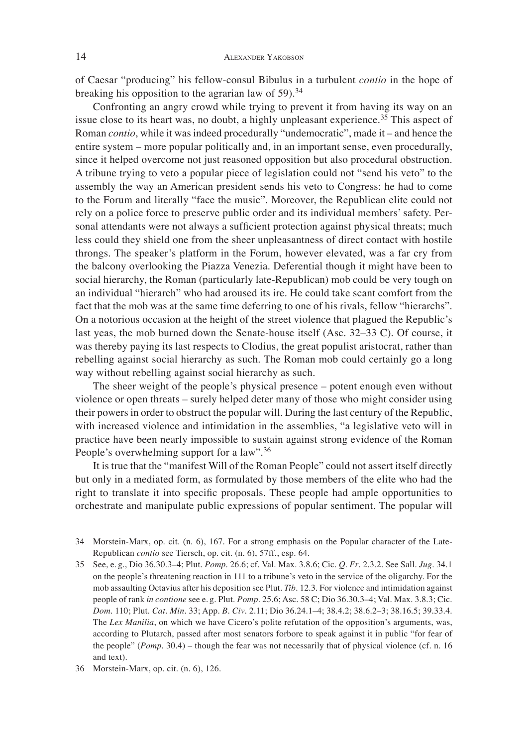of Caesar "producing" his fellow-consul Bibulus in a turbulent *contio* in the hope of breaking his opposition to the agrarian law of 59).[34]

Confronting an angry crowd while trying to prevent it from having its way on an issue close to its heart was, no doubt, a highly unpleasant experience.[35] This aspect of Roman *contio*, while it was indeed procedurally "undemocratic", made it – and hence the entire system – more popular politically and, in an important sense, even procedurally, since it helped overcome not just reasoned opposition but also procedural obstruction. A tribune trying to veto a popular piece of legislation could not "send his veto" to the assembly the way an American president sends his veto to Congress: he had to come to the Forum and literally "face the music". Moreover, the Republican elite could not rely on a police force to preserve public order and its individual members' safety. Personal attendants were not always a sufficient protection against physical threats; much less could they shield one from the sheer unpleasantness of direct contact with hostile throngs. The speaker's platform in the Forum, however elevated, was a far cry from the balcony overlooking the Piazza Venezia. Deferential though it might have been to social hierarchy, the Roman (particularly late-Republican) mob could be very tough on an individual "hierarch" who had aroused its ire. He could take scant comfort from the fact that the mob was at the same time deferring to one of his rivals, fellow "hierarchs". On a notorious occasion at the height of the street violence that plagued the Republic's last yeas, the mob burned down the Senate-house itself (Asc. 32–33 C). Of course, it was thereby paying its last respects to Clodius, the great populist aristocrat, rather than rebelling against social hierarchy as such. The Roman mob could certainly go a long way without rebelling against social hierarchy as such.

The sheer weight of the people's physical presence – potent enough even without violence or open threats – surely helped deter many of those who might consider using their powers in order to obstruct the popular will. During the last century of the Republic, with increased violence and intimidation in the assemblies, "a legislative veto will in practice have been nearly impossible to sustain against strong evidence of the Roman People's overwhelming support for a law".[36]

It is true that the "manifest Will of the Roman People" could not assert itself directly but only in a mediated form, as formulated by those members of the elite who had the right to translate it into specific proposals. These people had ample opportunities to orchestrate and manipulate public expressions of popular sentiment. The popular will

---

34 Morstein-Marx, op. cit. (n. 6), 167. For a strong emphasis on the Popular character of the Late-Republican *contio* see Tiersch, op. cit. (n. 6), 57ff., esp. 64.

35 See, e. g., Dio 36.30.3–4; Plut. *Pomp*. 26.6; cf. Val. Max. 3.8.6; Cic. *Q. Fr*. 2.3.2. See Sall. *Jug*. 34.1 on the people's threatening reaction in 111 to a tribune's veto in the service of the oligarchy. For the mob assaulting Octavius after his deposition see Plut. *Tib*. 12.3. For violence and intimidation against people of rank *in contione* see e. g. Plut. *Pomp*. 25.6; Asc. 58 C; Dio 36.30.3–4; Val. Max. 3.8.3; Cic. *Dom*. 110; Plut. *Cat. Min*. 33; App. *B. Civ*. 2.11; Dio 36.24.1–4; 38.4.2; 38.6.2–3; 38.16.5; 39.33.4. The *Lex Manilia*, on which we have Cicero's polite refutation of the opposition's arguments, was, according to Plutarch, passed after most senators forbore to speak against it in public "for fear of the people" (*Pomp*. 30.4) – though the fear was not necessarily that of physical violence (cf. n. 16 and text).

36 Morstein-Marx, op. cit. (n. 6), 126.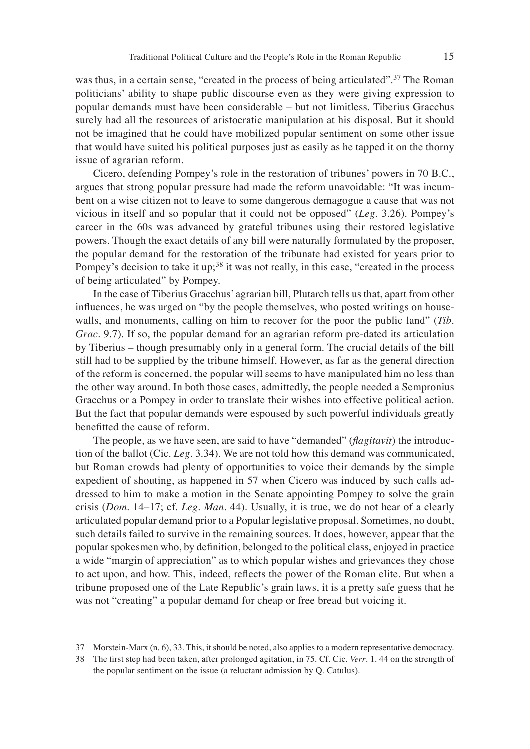was thus, in a certain sense, "created in the process of being articulated".[37] The Roman politicians' ability to shape public discourse even as they were giving expression to popular demands must have been considerable – but not limitless. Tiberius Gracchus surely had all the resources of aristocratic manipulation at his disposal. But it should not be imagined that he could have mobilized popular sentiment on some other issue that would have suited his political purposes just as easily as he tapped it on the thorny issue of agrarian reform.

Cicero, defending Pompey's role in the restoration of tribunes' powers in 70 B.C., argues that strong popular pressure had made the reform unavoidable: "It was incumbent on a wise citizen not to leave to some dangerous demagogue a cause that was not vicious in itself and so popular that it could not be opposed" (*Leg.* 3.26). Pompey's career in the 60s was advanced by grateful tribunes using their restored legislative powers. Though the exact details of any bill were naturally formulated by the proposer, the popular demand for the restoration of the tribunate had existed for years prior to Pompey's decision to take it up;[38] it was not really, in this case, "created in the process of being articulated" by Pompey.

In the case of Tiberius Gracchus' agrarian bill, Plutarch tells us that, apart from other influences, he was urged on "by the people themselves, who posted writings on house-walls, and monuments, calling on him to recover for the poor the public land" (*Tib. Grac.* 9.7). If so, the popular demand for an agrarian reform pre-dated its articulation by Tiberius – though presumably only in a general form. The crucial details of the bill still had to be supplied by the tribune himself. However, as far as the general direction of the reform is concerned, the popular will seems to have manipulated him no less than the other way around. In both those cases, admittedly, the people needed a Sempronius Gracchus or a Pompey in order to translate their wishes into effective political action. But the fact that popular demands were espoused by such powerful individuals greatly benefitted the cause of reform.

The people, as we have seen, are said to have "demanded" (*flagitavit*) the introduction of the ballot (Cic. *Leg.* 3.34). We are not told how this demand was communicated, but Roman crowds had plenty of opportunities to voice their demands by the simple expedient of shouting, as happened in 57 when Cicero was induced by such calls addressed to him to make a motion in the Senate appointing Pompey to solve the grain crisis (*Dom.* 14–17; cf. *Leg. Man.* 44). Usually, it is true, we do not hear of a clearly articulated popular demand prior to a Popular legislative proposal. Sometimes, no doubt, such details failed to survive in the remaining sources. It does, however, appear that the popular spokesmen who, by definition, belonged to the political class, enjoyed in practice a wide "margin of appreciation" as to which popular wishes and grievances they chose to act upon, and how. This, indeed, reflects the power of the Roman elite. But when a tribune proposed one of the Late Republic's grain laws, it is a pretty safe guess that he was not "creating" a popular demand for cheap or free bread but voicing it.

37 Morstein-Marx (n. 6), 33. This, it should be noted, also applies to a modern representative democracy.

38 The first step had been taken, after prolonged agitation, in 75. Cf. Cic. *Verr.* 1. 44 on the strength of the popular sentiment on the issue (a reluctant admission by Q. Catulus).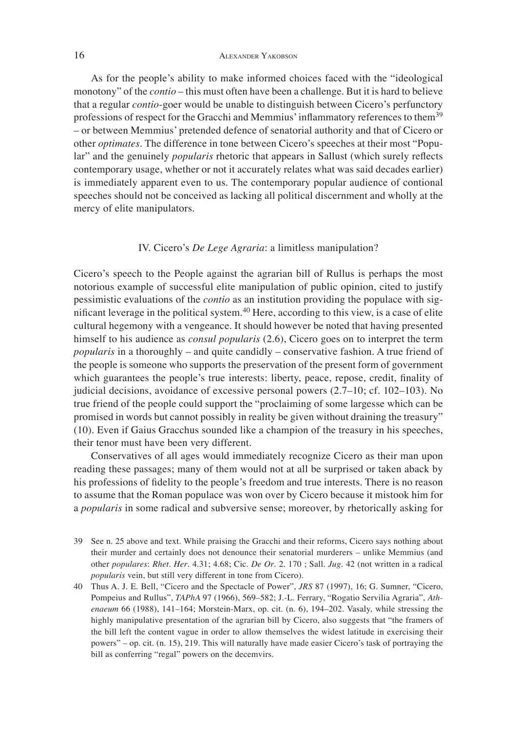As for the people's ability to make informed choices faced with the "ideological monotony" of the *contio* – this must often have been a challenge. But it is hard to believe that a regular *contio*-goer would be unable to distinguish between Cicero's perfunctory professions of respect for the Gracchi and Memmius' inflammatory references to them[39] – or between Memmius' pretended defence of senatorial authority and that of Cicero or other *optimates*. The difference in tone between Cicero's speeches at their most "Popular" and the genuinely *popularis* rhetoric that appears in Sallust (which surely reflects contemporary usage, whether or not it accurately relates what was said decades earlier) is immediately apparent even to us. The contemporary popular audience of contional speeches should not be conceived as lacking all political discernment and wholly at the mercy of elite manipulators.

## IV. Cicero's *De Lege Agraria*: a limitless manipulation?

Cicero's speech to the People against the agrarian bill of Rullus is perhaps the most notorious example of successful elite manipulation of public opinion, cited to justify pessimistic evaluations of the *contio* as an institution providing the populace with significant leverage in the political system.[40] Here, according to this view, is a case of elite cultural hegemony with a vengeance. It should however be noted that having presented himself to his audience as *consul popularis* (2.6), Cicero goes on to interpret the term *popularis* in a thoroughly – and quite candidly – conservative fashion. A true friend of the people is someone who supports the preservation of the present form of government which guarantees the people's true interests: liberty, peace, repose, credit, finality of judicial decisions, avoidance of excessive personal powers (2.7–10; cf. 102–103). No true friend of the people could support the "proclaiming of some largesse which can be promised in words but cannot possibly in reality be given without draining the treasury" (10). Even if Gaius Gracchus sounded like a champion of the treasury in his speeches, their tenor must have been very different.

Conservatives of all ages would immediately recognize Cicero as their man upon reading these passages; many of them would not at all be surprised or taken aback by his professions of fidelity to the people's freedom and true interests. There is no reason to assume that the Roman populace was won over by Cicero because it mistook him for a *popularis* in some radical and subversive sense; moreover, by rhetorically asking for

---

39 See n. 25 above and text. While praising the Gracchi and their reforms, Cicero says nothing about their murder and certainly does not denounce their senatorial murderers – unlike Memmius (and other *populares*: *Rhet. Her.* 4.31; 4.68; Cic. *De Or.* 2. 170 ; Sall. *Jug.* 42 (not written in a radical *popularis* vein, but still very different in tone from Cicero).

40 Thus A. J. E. Bell, "Cicero and the Spectacle of Power", *JRS* 87 (1997), 16; G. Sumner, "Cicero, Pompeius and Rullus", *TAPhA* 97 (1966), 569–582; J.-L. Ferrary, "Rogatio Servilia Agraria", *Athenaeum* 66 (1988), 141–164; Morstein-Marx, op. cit. (n. 6), 194–202. Vasaly, while stressing the highly manipulative presentation of the agrarian bill by Cicero, also suggests that "the framers of the bill left the content vague in order to allow themselves the widest latitude in exercising their powers" – op. cit. (n. 15), 219. This will naturally have made easier Cicero's task of portraying the bill as conferring "regal" powers on the decemvirs.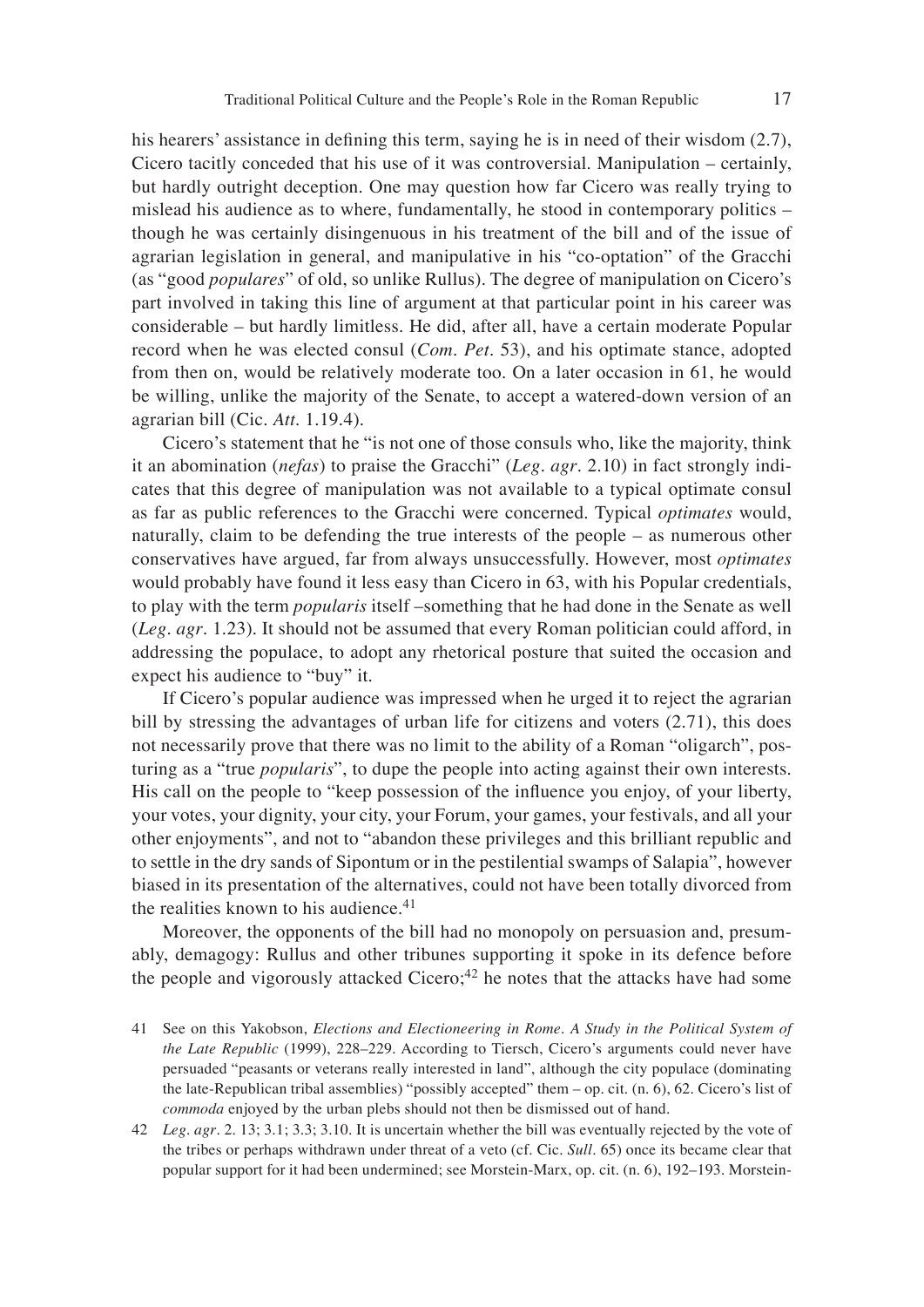his hearers' assistance in defining this term, saying he is in need of their wisdom (2.7), Cicero tacitly conceded that his use of it was controversial. Manipulation – certainly, but hardly outright deception. One may question how far Cicero was really trying to mislead his audience as to where, fundamentally, he stood in contemporary politics – though he was certainly disingenuous in his treatment of the bill and of the issue of agrarian legislation in general, and manipulative in his "co-optation" of the Gracchi (as "good *populares*" of old, so unlike Rullus). The degree of manipulation on Cicero's part involved in taking this line of argument at that particular point in his career was considerable – but hardly limitless. He did, after all, have a certain moderate Popular record when he was elected consul (*Com. Pet.* 53), and his optimate stance, adopted from then on, would be relatively moderate too. On a later occasion in 61, he would be willing, unlike the majority of the Senate, to accept a watered-down version of an agrarian bill (Cic. *Att.* 1.19.4).

Cicero's statement that he "is not one of those consuls who, like the majority, think it an abomination (*nefas*) to praise the Gracchi" (*Leg. agr.* 2.10) in fact strongly indicates that this degree of manipulation was not available to a typical optimate consul as far as public references to the Gracchi were concerned. Typical *optimates* would, naturally, claim to be defending the true interests of the people – as numerous other conservatives have argued, far from always unsuccessfully. However, most *optimates* would probably have found it less easy than Cicero in 63, with his Popular credentials, to play with the term *popularis* itself –something that he had done in the Senate as well (*Leg. agr.* 1.23). It should not be assumed that every Roman politician could afford, in addressing the populace, to adopt any rhetorical posture that suited the occasion and expect his audience to "buy" it.

If Cicero's popular audience was impressed when he urged it to reject the agrarian bill by stressing the advantages of urban life for citizens and voters (2.71), this does not necessarily prove that there was no limit to the ability of a Roman "oligarch", posturing as a "true *popularis*", to dupe the people into acting against their own interests. His call on the people to "keep possession of the influence you enjoy, of your liberty, your votes, your dignity, your city, your Forum, your games, your festivals, and all your other enjoyments", and not to "abandon these privileges and this brilliant republic and to settle in the dry sands of Sipontum or in the pestilential swamps of Salapia", however biased in its presentation of the alternatives, could not have been totally divorced from the realities known to his audience.[41]

Moreover, the opponents of the bill had no monopoly on persuasion and, presumably, demagogy: Rullus and other tribunes supporting it spoke in its defence before the people and vigorously attacked Cicero;[42] he notes that the attacks have had some

41 See on this Yakobson, *Elections and Electioneering in Rome. A Study in the Political System of the Late Republic* (1999), 228–229. According to Tiersch, Cicero's arguments could never have persuaded "peasants or veterans really interested in land", although the city populace (dominating the late-Republican tribal assemblies) "possibly accepted" them – op. cit. (n. 6), 62. Cicero's list of *commoda* enjoyed by the urban plebs should not then be dismissed out of hand.

42 *Leg. agr.* 2. 13; 3.1; 3.3; 3.10. It is uncertain whether the bill was eventually rejected by the vote of the tribes or perhaps withdrawn under threat of a veto (cf. Cic. *Sull.* 65) once its became clear that popular support for it had been undermined; see Morstein-Marx, op. cit. (n. 6), 192–193. Morstein-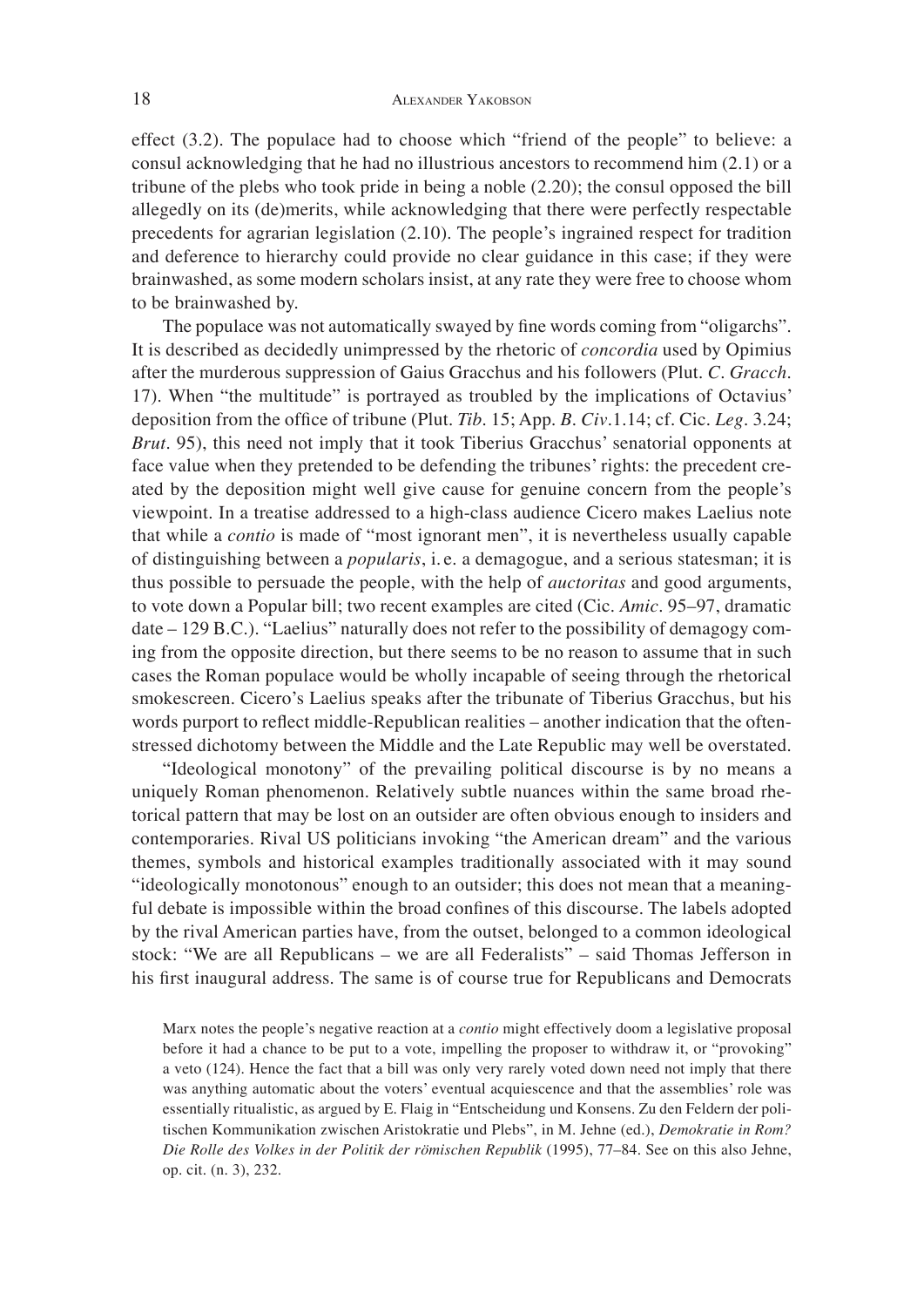effect (3.2). The populace had to choose which "friend of the people" to believe: a consul acknowledging that he had no illustrious ancestors to recommend him (2.1) or a tribune of the plebs who took pride in being a noble (2.20); the consul opposed the bill allegedly on its (de)merits, while acknowledging that there were perfectly respectable precedents for agrarian legislation (2.10). The people's ingrained respect for tradition and deference to hierarchy could provide no clear guidance in this case; if they were brainwashed, as some modern scholars insist, at any rate they were free to choose whom to be brainwashed by.

The populace was not automatically swayed by fine words coming from "oligarchs". It is described as decidedly unimpressed by the rhetoric of *concordia* used by Opimius after the murderous suppression of Gaius Gracchus and his followers (Plut. *C. Gracch.* 17). When "the multitude" is portrayed as troubled by the implications of Octavius' deposition from the office of tribune (Plut. *Tib.* 15; App. *B. Civ.*1.14; cf. Cic. *Leg.* 3.24; *Brut.* 95), this need not imply that it took Tiberius Gracchus' senatorial opponents at face value when they pretended to be defending the tribunes' rights: the precedent created by the deposition might well give cause for genuine concern from the people's viewpoint. In a treatise addressed to a high-class audience Cicero makes Laelius note that while a *contio* is made of "most ignorant men", it is nevertheless usually capable of distinguishing between a *popularis*, i. e. a demagogue, and a serious statesman; it is thus possible to persuade the people, with the help of *auctoritas* and good arguments, to vote down a Popular bill; two recent examples are cited (Cic. *Amic.* 95–97, dramatic date – 129 B.C.). "Laelius" naturally does not refer to the possibility of demagogy coming from the opposite direction, but there seems to be no reason to assume that in such cases the Roman populace would be wholly incapable of seeing through the rhetorical smokescreen. Cicero's Laelius speaks after the tribunate of Tiberius Gracchus, but his words purport to reflect middle-Republican realities – another indication that the often-stressed dichotomy between the Middle and the Late Republic may well be overstated.

"Ideological monotony" of the prevailing political discourse is by no means a uniquely Roman phenomenon. Relatively subtle nuances within the same broad rhetorical pattern that may be lost on an outsider are often obvious enough to insiders and contemporaries. Rival US politicians invoking "the American dream" and the various themes, symbols and historical examples traditionally associated with it may sound "ideologically monotonous" enough to an outsider; this does not mean that a meaningful debate is impossible within the broad confines of this discourse. The labels adopted by the rival American parties have, from the outset, belonged to a common ideological stock: "We are all Republicans – we are all Federalists" – said Thomas Jefferson in his first inaugural address. The same is of course true for Republicans and Democrats

Marx notes the people's negative reaction at a *contio* might effectively doom a legislative proposal before it had a chance to be put to a vote, impelling the proposer to withdraw it, or "provoking" a veto (124). Hence the fact that a bill was only very rarely voted down need not imply that there was anything automatic about the voters' eventual acquiescence and that the assemblies' role was essentially ritualistic, as argued by E. Flaig in "Entscheidung und Konsens. Zu den Feldern der politischen Kommunikation zwischen Aristokratie und Plebs", in M. Jehne (ed.), *Demokratie in Rom? Die Rolle des Volkes in der Politik der römischen Republik* (1995), 77–84. See on this also Jehne, op. cit. (n. 3), 232.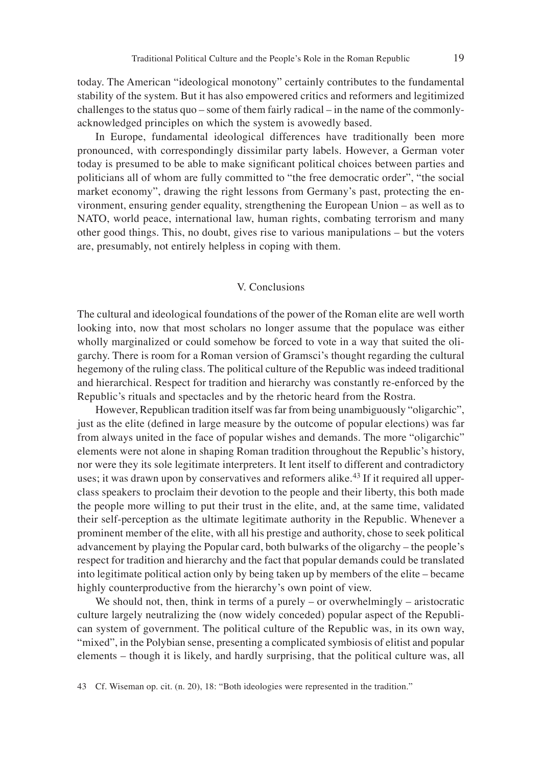today. The American "ideological monotony" certainly contributes to the fundamental stability of the system. But it has also empowered critics and reformers and legitimized challenges to the status quo – some of them fairly radical – in the name of the commonly-acknowledged principles on which the system is avowedly based.

In Europe, fundamental ideological differences have traditionally been more pronounced, with correspondingly dissimilar party labels. However, a German voter today is presumed to be able to make significant political choices between parties and politicians all of whom are fully committed to "the free democratic order", "the social market economy", drawing the right lessons from Germany's past, protecting the environment, ensuring gender equality, strengthening the European Union – as well as to NATO, world peace, international law, human rights, combating terrorism and many other good things. This, no doubt, gives rise to various manipulations – but the voters are, presumably, not entirely helpless in coping with them.

## V. Conclusions

The cultural and ideological foundations of the power of the Roman elite are well worth looking into, now that most scholars no longer assume that the populace was either wholly marginalized or could somehow be forced to vote in a way that suited the oligarchy. There is room for a Roman version of Gramsci's thought regarding the cultural hegemony of the ruling class. The political culture of the Republic was indeed traditional and hierarchical. Respect for tradition and hierarchy was constantly re-enforced by the Republic's rituals and spectacles and by the rhetoric heard from the Rostra.

However, Republican tradition itself was far from being unambiguously "oligarchic", just as the elite (defined in large measure by the outcome of popular elections) was far from always united in the face of popular wishes and demands. The more "oligarchic" elements were not alone in shaping Roman tradition throughout the Republic's history, nor were they its sole legitimate interpreters. It lent itself to different and contradictory uses; it was drawn upon by conservatives and reformers alike.[43] If it required all upper-class speakers to proclaim their devotion to the people and their liberty, this both made the people more willing to put their trust in the elite, and, at the same time, validated their self-perception as the ultimate legitimate authority in the Republic. Whenever a prominent member of the elite, with all his prestige and authority, chose to seek political advancement by playing the Popular card, both bulwarks of the oligarchy – the people's respect for tradition and hierarchy and the fact that popular demands could be translated into legitimate political action only by being taken up by members of the elite – became highly counterproductive from the hierarchy's own point of view.

We should not, then, think in terms of a purely – or overwhelmingly – aristocratic culture largely neutralizing the (now widely conceded) popular aspect of the Republican system of government. The political culture of the Republic was, in its own way, "mixed", in the Polybian sense, presenting a complicated symbiosis of elitist and popular elements – though it is likely, and hardly surprising, that the political culture was, all

43 Cf. Wiseman op. cit. (n. 20), 18: "Both ideologies were represented in the tradition."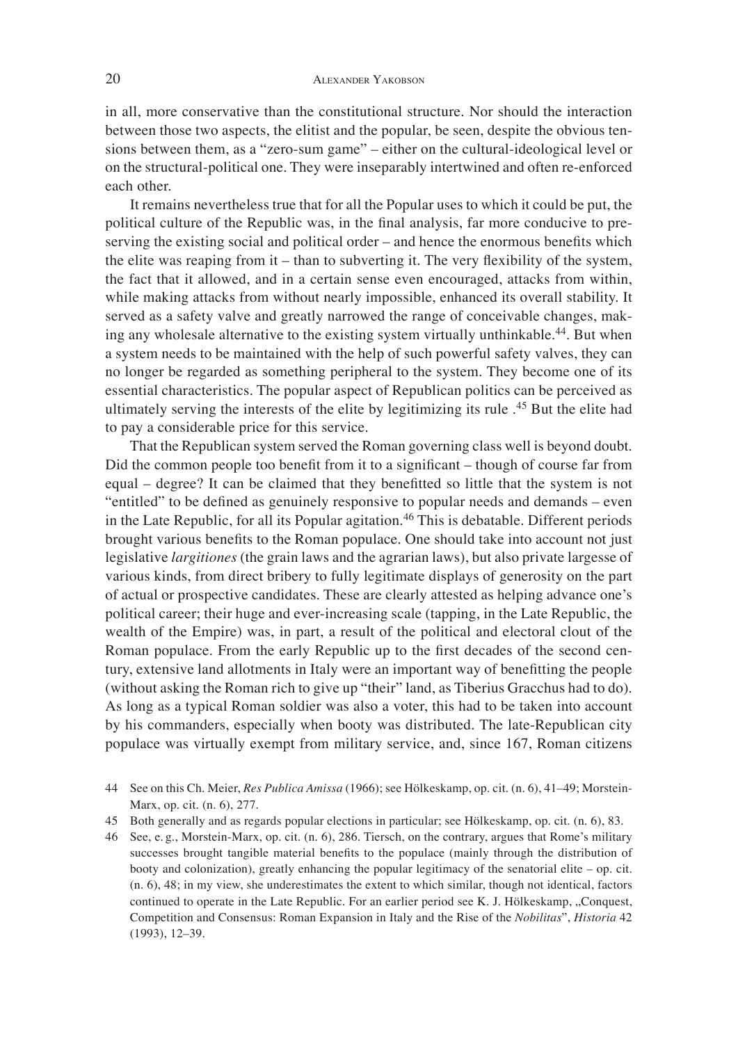in all, more conservative than the constitutional structure. Nor should the interaction between those two aspects, the elitist and the popular, be seen, despite the obvious tensions between them, as a "zero-sum game" – either on the cultural-ideological level or on the structural-political one. They were inseparably intertwined and often re-enforced each other.

It remains nevertheless true that for all the Popular uses to which it could be put, the political culture of the Republic was, in the final analysis, far more conducive to preserving the existing social and political order – and hence the enormous benefits which the elite was reaping from it – than to subverting it. The very flexibility of the system, the fact that it allowed, and in a certain sense even encouraged, attacks from within, while making attacks from without nearly impossible, enhanced its overall stability. It served as a safety valve and greatly narrowed the range of conceivable changes, making any wholesale alternative to the existing system virtually unthinkable.[44]. But when a system needs to be maintained with the help of such powerful safety valves, they can no longer be regarded as something peripheral to the system. They become one of its essential characteristics. The popular aspect of Republican politics can be perceived as ultimately serving the interests of the elite by legitimizing its rule .[45] But the elite had to pay a considerable price for this service.

That the Republican system served the Roman governing class well is beyond doubt. Did the common people too benefit from it to a significant – though of course far from equal – degree? It can be claimed that they benefitted so little that the system is not "entitled" to be defined as genuinely responsive to popular needs and demands – even in the Late Republic, for all its Popular agitation.[46] This is debatable. Different periods brought various benefits to the Roman populace. One should take into account not just legislative *largitiones* (the grain laws and the agrarian laws), but also private largesse of various kinds, from direct bribery to fully legitimate displays of generosity on the part of actual or prospective candidates. These are clearly attested as helping advance one's political career; their huge and ever-increasing scale (tapping, in the Late Republic, the wealth of the Empire) was, in part, a result of the political and electoral clout of the Roman populace. From the early Republic up to the first decades of the second century, extensive land allotments in Italy were an important way of benefitting the people (without asking the Roman rich to give up "their" land, as Tiberius Gracchus had to do). As long as a typical Roman soldier was also a voter, this had to be taken into account by his commanders, especially when booty was distributed. The late-Republican city populace was virtually exempt from military service, and, since 167, Roman citizens

44 See on this Ch. Meier, *Res Publica Amissa* (1966); see Hölkeskamp, op. cit. (n. 6), 41–49; Morstein-Marx, op. cit. (n. 6), 277.

45 Both generally and as regards popular elections in particular; see Hölkeskamp, op. cit. (n. 6), 83.

46 See, e. g., Morstein-Marx, op. cit. (n. 6), 286. Tiersch, on the contrary, argues that Rome's military successes brought tangible material benefits to the populace (mainly through the distribution of booty and colonization), greatly enhancing the popular legitimacy of the senatorial elite – op. cit. (n. 6), 48; in my view, she underestimates the extent to which similar, though not identical, factors continued to operate in the Late Republic. For an earlier period see K. J. Hölkeskamp, „Conquest, Competition and Consensus: Roman Expansion in Italy and the Rise of the *Nobilitas*", *Historia* 42 (1993), 12–39.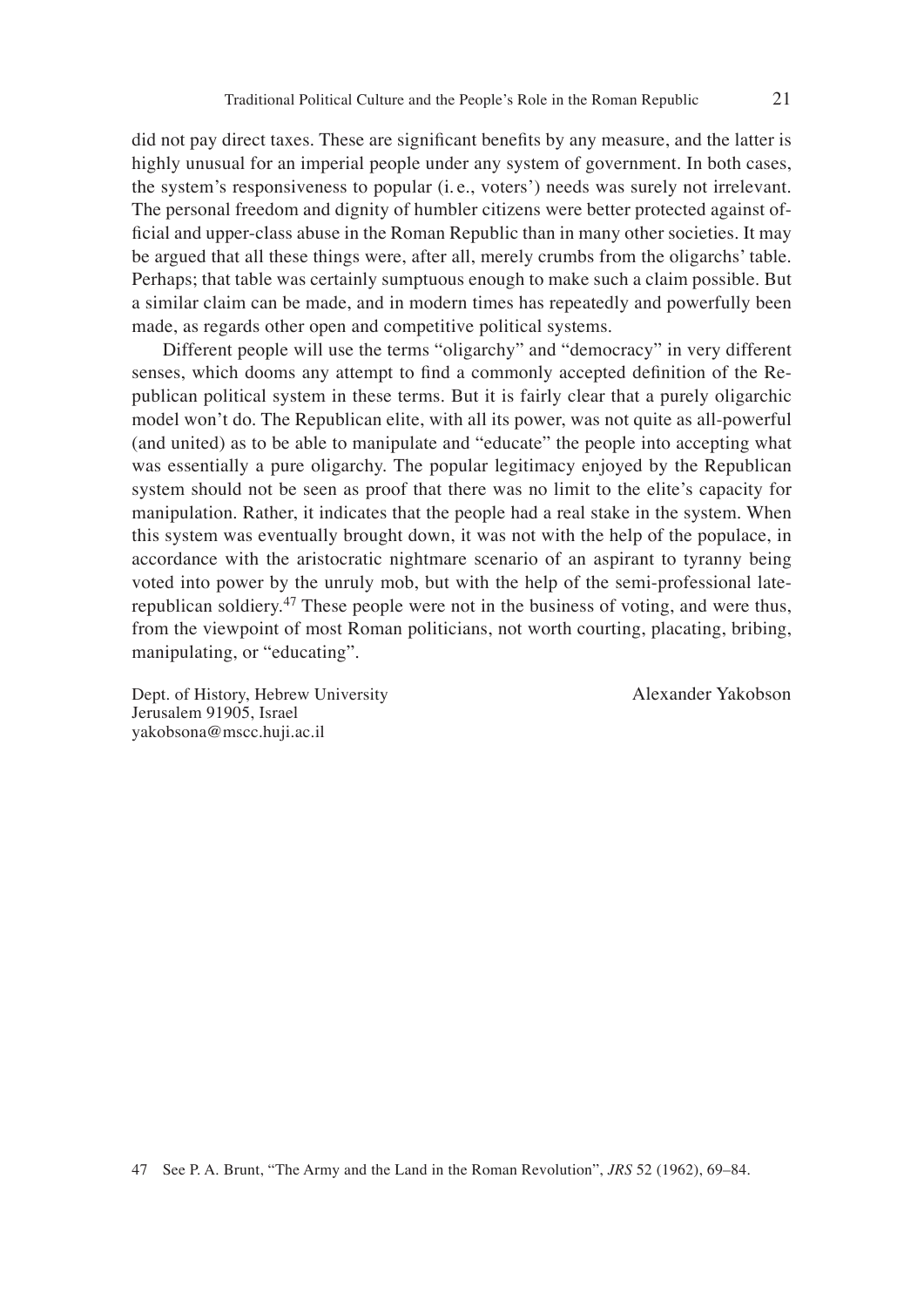did not pay direct taxes. These are significant benefits by any measure, and the latter is highly unusual for an imperial people under any system of government. In both cases, the system's responsiveness to popular (i. e., voters') needs was surely not irrelevant. The personal freedom and dignity of humbler citizens were better protected against official and upper-class abuse in the Roman Republic than in many other societies. It may be argued that all these things were, after all, merely crumbs from the oligarchs' table. Perhaps; that table was certainly sumptuous enough to make such a claim possible. But a similar claim can be made, and in modern times has repeatedly and powerfully been made, as regards other open and competitive political systems.

Different people will use the terms "oligarchy" and "democracy" in very different senses, which dooms any attempt to find a commonly accepted definition of the Republican political system in these terms. But it is fairly clear that a purely oligarchic model won't do. The Republican elite, with all its power, was not quite as all-powerful (and united) as to be able to manipulate and "educate" the people into accepting what was essentially a pure oligarchy. The popular legitimacy enjoyed by the Republican system should not be seen as proof that there was no limit to the elite's capacity for manipulation. Rather, it indicates that the people had a real stake in the system. When this system was eventually brought down, it was not with the help of the populace, in accordance with the aristocratic nightmare scenario of an aspirant to tyranny being voted into power by the unruly mob, but with the help of the semi-professional late-republican soldiery.[47] These people were not in the business of voting, and were thus, from the viewpoint of most Roman politicians, not worth courting, placating, bribing, manipulating, or "educating".

Dept. of History, Hebrew University
Jerusalem 91905, Israel
yakobsona@mscc.huji.ac.il

Alexander Yakobson

47 See P. A. Brunt, "The Army and the Land in the Roman Revolution", *JRS* 52 (1962), 69–84.